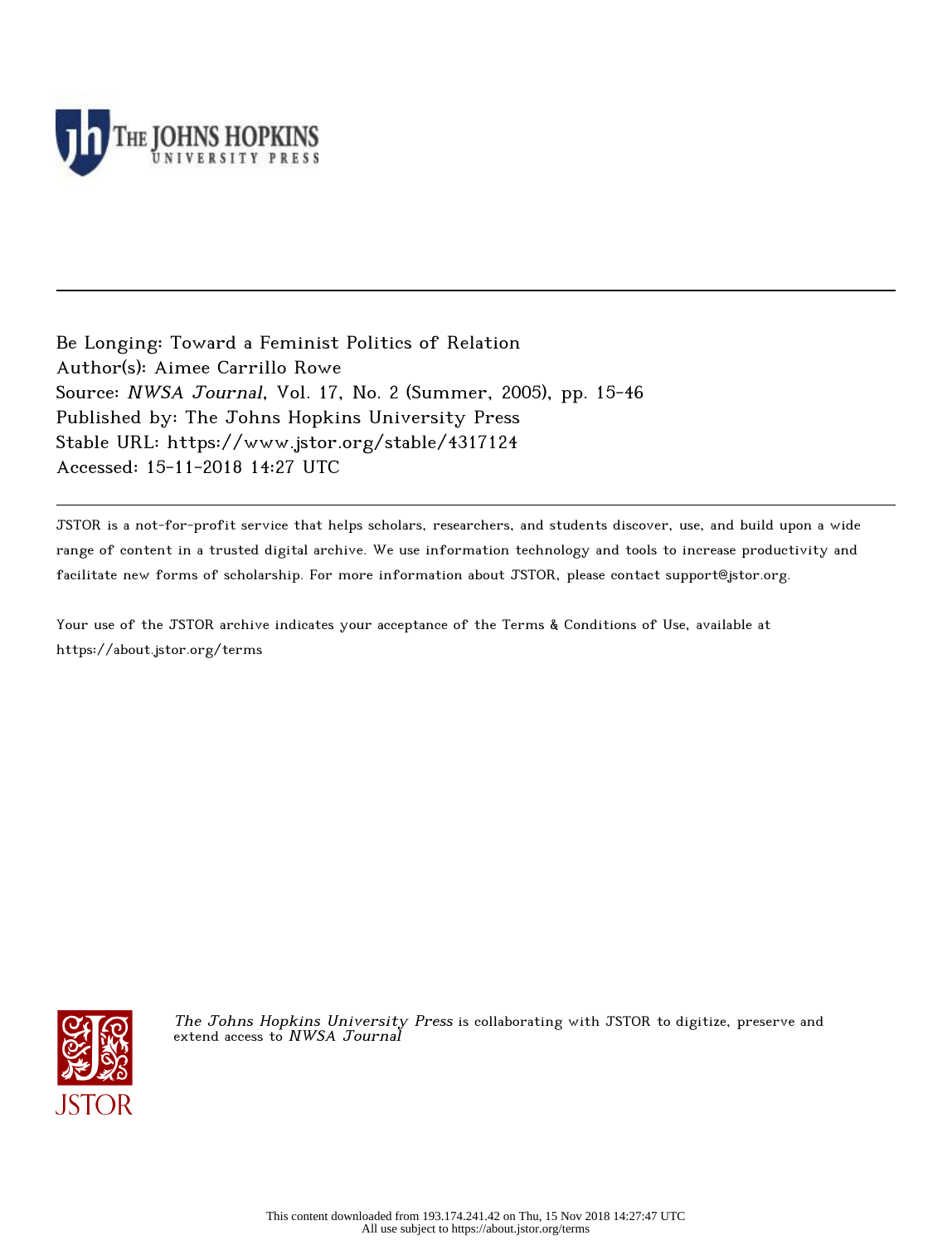Be Longing: Toward a Feminist Politics of Relation
Author(s): Aimee Carrillo Rowe
Source: *NWSA Journal*, Vol. 17, No. 2 (Summer, 2005), pp. 15-46
Published by: The Johns Hopkins University Press
Stable URL: https://www.jstor.org/stable/4317124
Accessed: 15-11-2018 14:27 UTC

JSTOR is a not-for-profit service that helps scholars, researchers, and students discover, use, and build upon a wide range of content in a trusted digital archive. We use information technology and tools to increase productivity and facilitate new forms of scholarship. For more information about JSTOR, please contact support@jstor.org.

Your use of the JSTOR archive indicates your acceptance of the Terms & Conditions of Use, available at https://about.jstor.org/terms

*The Johns Hopkins University Press* is collaborating with JSTOR to digitize, preserve and extend access to *NWSA Journal*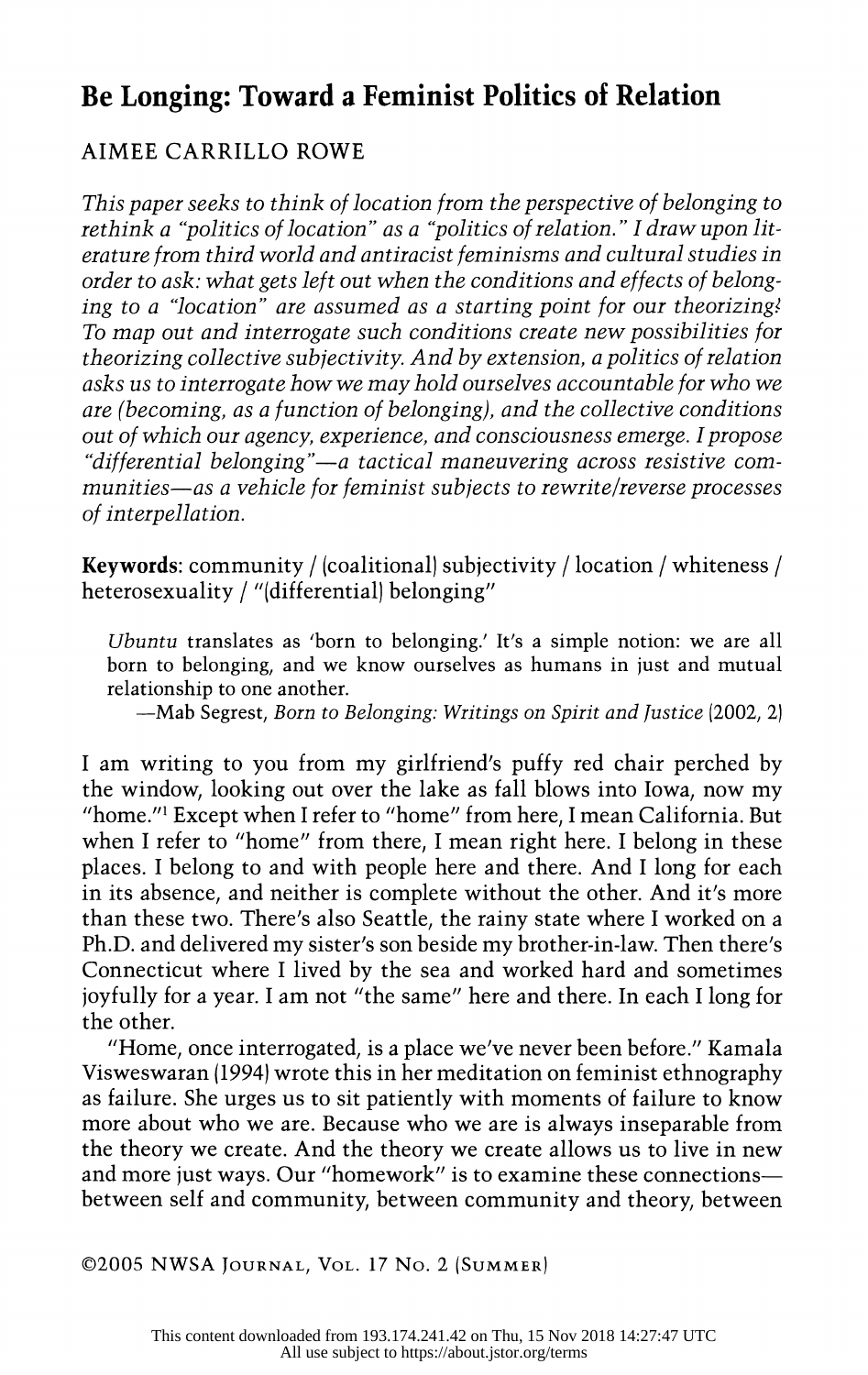# Be Longing: Toward a Feminist Politics of Relation

AIMEE CARRILLO ROWE

*This paper seeks to think of location from the perspective of belonging to rethink a "politics of location" as a "politics of relation." I draw upon literature from third world and antiracist feminisms and cultural studies in order to ask: what gets left out when the conditions and effects of belonging to a "location" are assumed as a starting point for our theorizing? To map out and interrogate such conditions create new possibilities for theorizing collective subjectivity. And by extension, a politics of relation asks us to interrogate how we may hold ourselves accountable for who we are (becoming, as a function of belonging), and the collective conditions out of which our agency, experience, and consciousness emerge. I propose "differential belonging"—a tactical maneuvering across resistive communities—as a vehicle for feminist subjects to rewrite/reverse processes of interpellation.*

**Keywords**: community / (coalitional) subjectivity / location / whiteness / heterosexuality / "(differential) belonging"

> *Ubuntu* translates as 'born to belonging.' It's a simple notion: we are all born to belonging, and we know ourselves as humans in just and mutual relationship to one another.
>
> —Mab Segrest, *Born to Belonging: Writings on Spirit and Justice* (2002, 2)

I am writing to you from my girlfriend's puffy red chair perched by the window, looking out over the lake as fall blows into Iowa, now my "home."[1] Except when I refer to "home" from here, I mean California. But when I refer to "home" from there, I mean right here. I belong in these places. I belong to and with people here and there. And I long for each in its absence, and neither is complete without the other. And it's more than these two. There's also Seattle, the rainy state where I worked on a Ph.D. and delivered my sister's son beside my brother-in-law. Then there's Connecticut where I lived by the sea and worked hard and sometimes joyfully for a year. I am not "the same" here and there. In each I long for the other.

"Home, once interrogated, is a place we've never been before." Kamala Visweswaran (1994) wrote this in her meditation on feminist ethnography as failure. She urges us to sit patiently with moments of failure to know more about who we are. Because who we are is always inseparable from the theory we create. And the theory we create allows us to live in new and more just ways. Our "homework" is to examine these connections—between self and community, between community and theory, between

©2005 NWSA Journal, Vol. 17 No. 2 (Summer)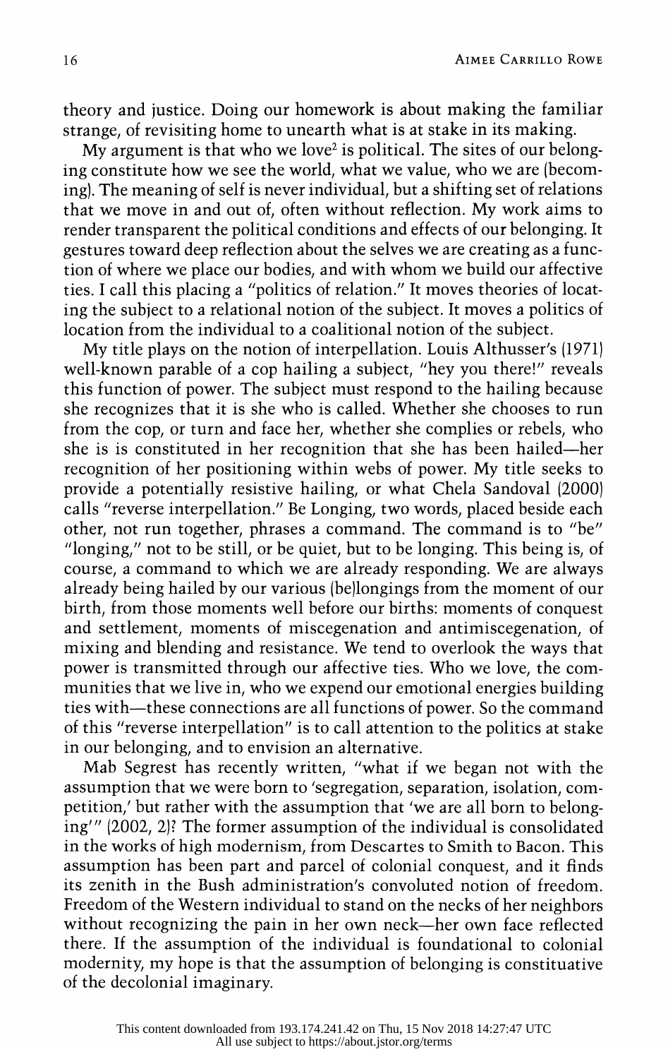theory and justice. Doing our homework is about making the familiar strange, of revisiting home to unearth what is at stake in its making.

My argument is that who we love[2] is political. The sites of our belonging constitute how we see the world, what we value, who we are (becoming). The meaning of self is never individual, but a shifting set of relations that we move in and out of, often without reflection. My work aims to render transparent the political conditions and effects of our belonging. It gestures toward deep reflection about the selves we are creating as a function of where we place our bodies, and with whom we build our affective ties. I call this placing a "politics of relation." It moves theories of locating the subject to a relational notion of the subject. It moves a politics of location from the individual to a coalitional notion of the subject.

My title plays on the notion of interpellation. Louis Althusser's (1971) well-known parable of a cop hailing a subject, "hey you there!" reveals this function of power. The subject must respond to the hailing because she recognizes that it is she who is called. Whether she chooses to run from the cop, or turn and face her, whether she complies or rebels, who she is is constituted in her recognition that she has been hailed—her recognition of her positioning within webs of power. My title seeks to provide a potentially resistive hailing, or what Chela Sandoval (2000) calls "reverse interpellation." Be Longing, two words, placed beside each other, not run together, phrases a command. The command is to "be" "longing," not to be still, or be quiet, but to be longing. This being is, of course, a command to which we are already responding. We are always already being hailed by our various (be)longings from the moment of our birth, from those moments well before our births: moments of conquest and settlement, moments of miscegenation and antimiscegenation, of mixing and blending and resistance. We tend to overlook the ways that power is transmitted through our affective ties. Who we love, the communities that we live in, who we expend our emotional energies building ties with—these connections are all functions of power. So the command of this "reverse interpellation" is to call attention to the politics at stake in our belonging, and to envision an alternative.

Mab Segrest has recently written, "what if we began not with the assumption that we were born to 'segregation, separation, isolation, competition,' but rather with the assumption that 'we are all born to belonging'" (2002, 2)? The former assumption of the individual is consolidated in the works of high modernism, from Descartes to Smith to Bacon. This assumption has been part and parcel of colonial conquest, and it finds its zenith in the Bush administration's convoluted notion of freedom. Freedom of the Western individual to stand on the necks of her neighbors without recognizing the pain in her own neck—her own face reflected there. If the assumption of the individual is foundational to colonial modernity, my hope is that the assumption of belonging is constituative of the decolonial imaginary.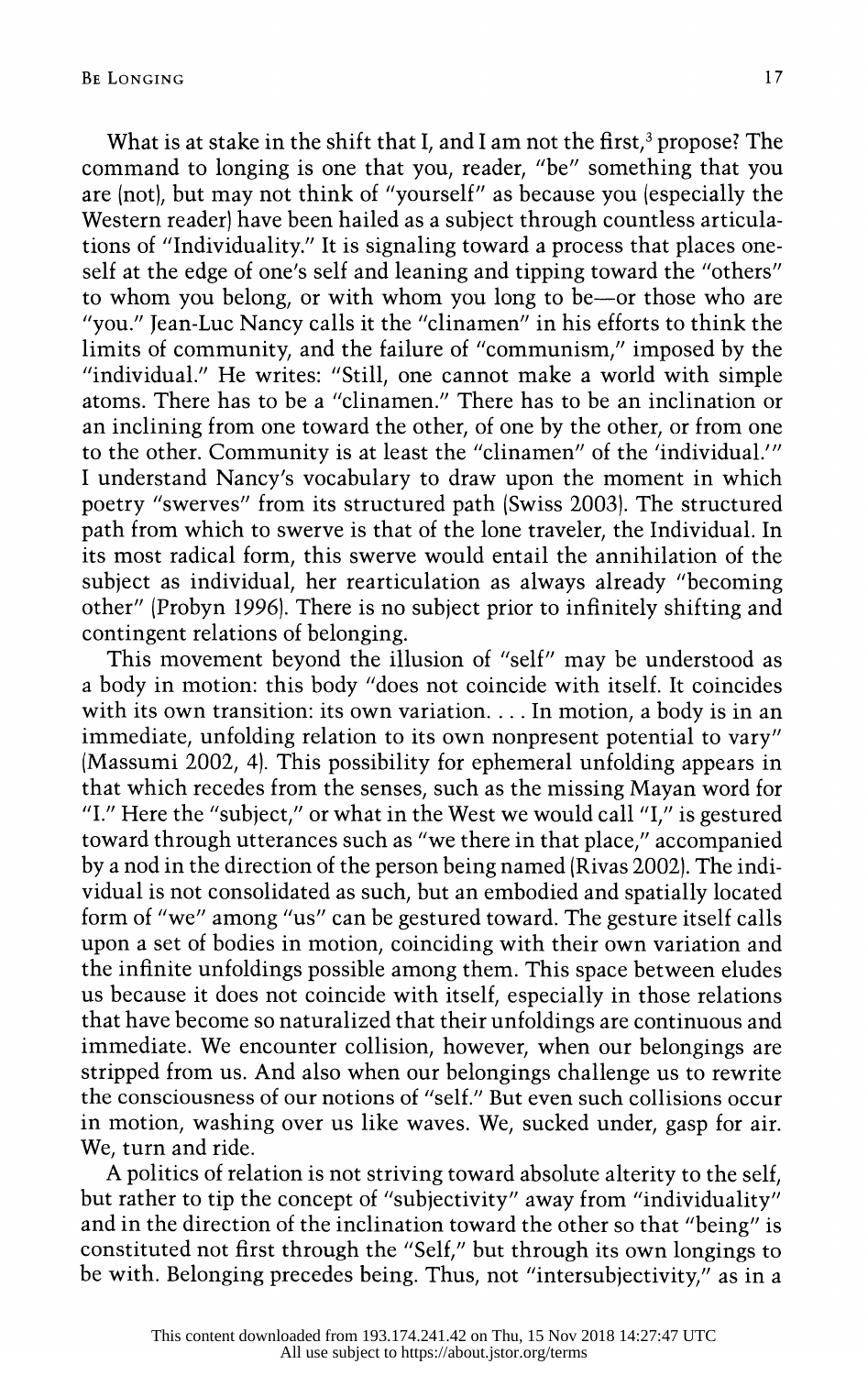What is at stake in the shift that I, and I am not the first,[3] propose? The command to longing is one that you, reader, "be" something that you are (not), but may not think of "yourself" as because you (especially the Western reader) have been hailed as a subject through countless articulations of "Individuality." It is signaling toward a process that places oneself at the edge of one's self and leaning and tipping toward the "others" to whom you belong, or with whom you long to be—or those who are "you." Jean-Luc Nancy calls it the "clinamen" in his efforts to think the limits of community, and the failure of "communism," imposed by the "individual." He writes: "Still, one cannot make a world with simple atoms. There has to be a "clinamen." There has to be an inclination or an inclining from one toward the other, of one by the other, or from one to the other. Community is at least the "clinamen" of the 'individual.'" I understand Nancy's vocabulary to draw upon the moment in which poetry "swerves" from its structured path (Swiss 2003). The structured path from which to swerve is that of the lone traveler, the Individual. In its most radical form, this swerve would entail the annihilation of the subject as individual, her rearticulation as always already "becoming other" (Probyn 1996). There is no subject prior to infinitely shifting and contingent relations of belonging.

This movement beyond the illusion of "self" may be understood as a body in motion: this body "does not coincide with itself. It coincides with its own transition: its own variation. . . . In motion, a body is in an immediate, unfolding relation to its own nonpresent potential to vary" (Massumi 2002, 4). This possibility for ephemeral unfolding appears in that which recedes from the senses, such as the missing Mayan word for "I." Here the "subject," or what in the West we would call "I," is gestured toward through utterances such as "we there in that place," accompanied by a nod in the direction of the person being named (Rivas 2002). The individual is not consolidated as such, but an embodied and spatially located form of "we" among "us" can be gestured toward. The gesture itself calls upon a set of bodies in motion, coinciding with their own variation and the infinite unfoldings possible among them. This space between eludes us because it does not coincide with itself, especially in those relations that have become so naturalized that their unfoldings are continuous and immediate. We encounter collision, however, when our belongings are stripped from us. And also when our belongings challenge us to rewrite the consciousness of our notions of "self." But even such collisions occur in motion, washing over us like waves. We, sucked under, gasp for air. We, turn and ride.

A politics of relation is not striving toward absolute alterity to the self, but rather to tip the concept of "subjectivity" away from "individuality" and in the direction of the inclination toward the other so that "being" is constituted not first through the "Self," but through its own longings to be with. Belonging precedes being. Thus, not "intersubjectivity," as in a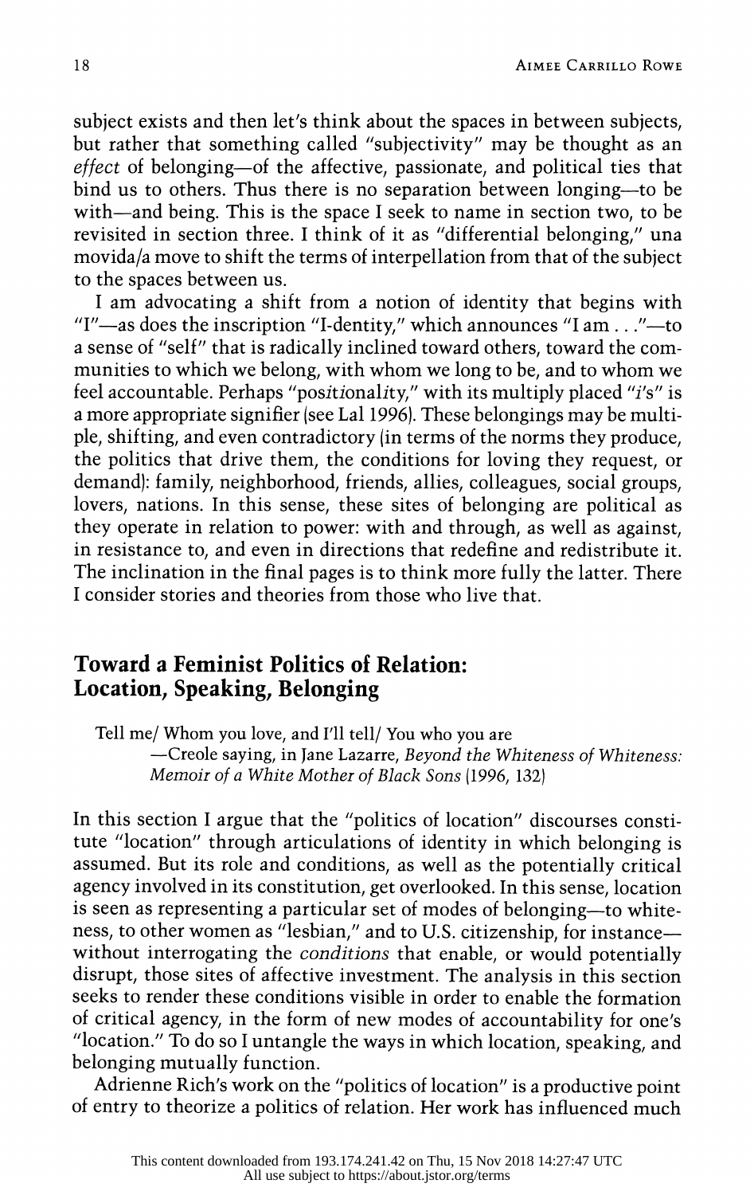subject exists and then let's think about the spaces in between subjects, but rather that something called "subjectivity" may be thought as an *effect* of belonging—of the affective, passionate, and political ties that bind us to others. Thus there is no separation between longing—to be with—and being. This is the space I seek to name in section two, to be revisited in section three. I think of it as "differential belonging," una movida/a move to shift the terms of interpellation from that of the subject to the spaces between us.

I am advocating a shift from a notion of identity that begins with "I"—as does the inscription "I-dentity," which announces "I am . . ."—to a sense of "self" that is radically inclined toward others, toward the communities to which we belong, with whom we long to be, and to whom we feel accountable. Perhaps "pos*i*tional*i*ty," with its multiply placed "*i*'s" is a more appropriate signifier (see Lal 1996). These belongings may be multiple, shifting, and even contradictory (in terms of the norms they produce, the politics that drive them, the conditions for loving they request, or demand): family, neighborhood, friends, allies, colleagues, social groups, lovers, nations. In this sense, these sites of belonging are political as they operate in relation to power: with and through, as well as against, in resistance to, and even in directions that redefine and redistribute it. The inclination in the final pages is to think more fully the latter. There I consider stories and theories from those who live that.

## Toward a Feminist Politics of Relation: Location, Speaking, Belonging

> Tell me/ Whom you love, and I'll tell/ You who you are
>
> —Creole saying, in Jane Lazarre, *Beyond the Whiteness of Whiteness: Memoir of a White Mother of Black Sons* (1996, 132)

In this section I argue that the "politics of location" discourses constitute "location" through articulations of identity in which belonging is assumed. But its role and conditions, as well as the potentially critical agency involved in its constitution, get overlooked. In this sense, location is seen as representing a particular set of modes of belonging—to whiteness, to other women as "lesbian," and to U.S. citizenship, for instance—without interrogating the *conditions* that enable, or would potentially disrupt, those sites of affective investment. The analysis in this section seeks to render these conditions visible in order to enable the formation of critical agency, in the form of new modes of accountability for one's "location." To do so I untangle the ways in which location, speaking, and belonging mutually function.

Adrienne Rich's work on the "politics of location" is a productive point of entry to theorize a politics of relation. Her work has influenced much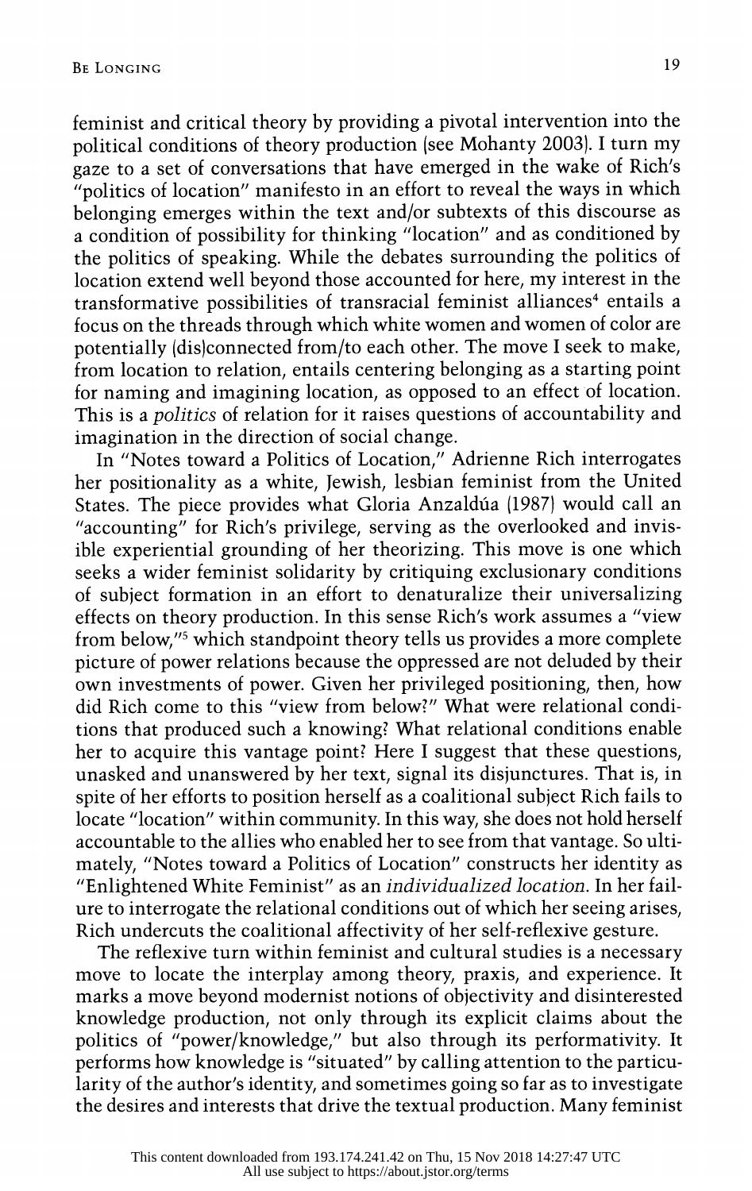feminist and critical theory by providing a pivotal intervention into the political conditions of theory production (see Mohanty 2003). I turn my gaze to a set of conversations that have emerged in the wake of Rich's "politics of location" manifesto in an effort to reveal the ways in which belonging emerges within the text and/or subtexts of this discourse as a condition of possibility for thinking "location" and as conditioned by the politics of speaking. While the debates surrounding the politics of location extend well beyond those accounted for here, my interest in the transformative possibilities of transracial feminist alliances[4] entails a focus on the threads through which white women and women of color are potentially (dis)connected from/to each other. The move I seek to make, from location to relation, entails centering belonging as a starting point for naming and imagining location, as opposed to an effect of location. This is a *politics* of relation for it raises questions of accountability and imagination in the direction of social change.

In "Notes toward a Politics of Location," Adrienne Rich interrogates her positionality as a white, Jewish, lesbian feminist from the United States. The piece provides what Gloria Anzaldúa (1987) would call an "accounting" for Rich's privilege, serving as the overlooked and invisible experiential grounding of her theorizing. This move is one which seeks a wider feminist solidarity by critiquing exclusionary conditions of subject formation in an effort to denaturalize their universalizing effects on theory production. In this sense Rich's work assumes a "view from below,"[5] which standpoint theory tells us provides a more complete picture of power relations because the oppressed are not deluded by their own investments of power. Given her privileged positioning, then, how did Rich come to this "view from below?" What were relational conditions that produced such a knowing? What relational conditions enable her to acquire this vantage point? Here I suggest that these questions, unasked and unanswered by her text, signal its disjunctures. That is, in spite of her efforts to position herself as a coalitional subject Rich fails to locate "location" within community. In this way, she does not hold herself accountable to the allies who enabled her to see from that vantage. So ultimately, "Notes toward a Politics of Location" constructs her identity as "Enlightened White Feminist" as an *individualized location*. In her failure to interrogate the relational conditions out of which her seeing arises, Rich undercuts the coalitional affectivity of her self-reflexive gesture.

The reflexive turn within feminist and cultural studies is a necessary move to locate the interplay among theory, praxis, and experience. It marks a move beyond modernist notions of objectivity and disinterested knowledge production, not only through its explicit claims about the politics of "power/knowledge," but also through its performativity. It performs how knowledge is "situated" by calling attention to the particularity of the author's identity, and sometimes going so far as to investigate the desires and interests that drive the textual production. Many feminist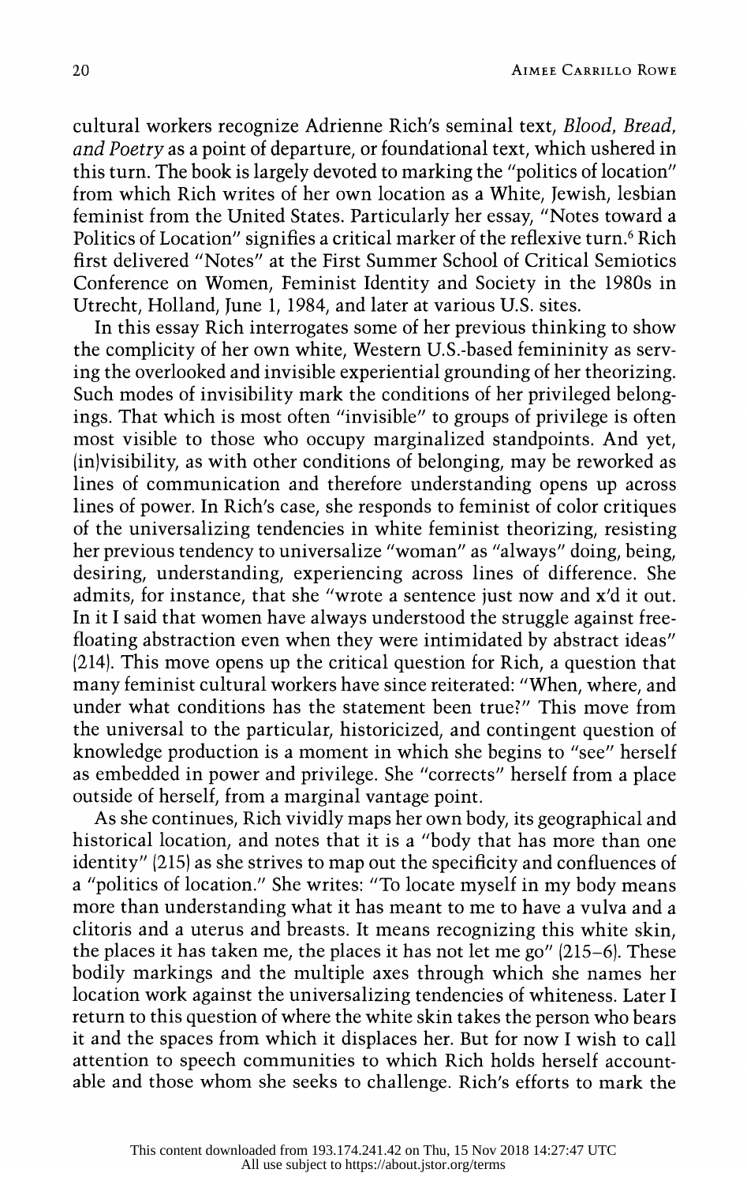cultural workers recognize Adrienne Rich's seminal text, *Blood, Bread, and Poetry* as a point of departure, or foundational text, which ushered in this turn. The book is largely devoted to marking the "politics of location" from which Rich writes of her own location as a White, Jewish, lesbian feminist from the United States. Particularly her essay, "Notes toward a Politics of Location" signifies a critical marker of the reflexive turn.[6] Rich first delivered "Notes" at the First Summer School of Critical Semiotics Conference on Women, Feminist Identity and Society in the 1980s in Utrecht, Holland, June 1, 1984, and later at various U.S. sites.

In this essay Rich interrogates some of her previous thinking to show the complicity of her own white, Western U.S.-based femininity as serving the overlooked and invisible experiential grounding of her theorizing. Such modes of invisibility mark the conditions of her privileged belongings. That which is most often "invisible" to groups of privilege is often most visible to those who occupy marginalized standpoints. And yet, (in)visibility, as with other conditions of belonging, may be reworked as lines of communication and therefore understanding opens up across lines of power. In Rich's case, she responds to feminist of color critiques of the universalizing tendencies in white feminist theorizing, resisting her previous tendency to universalize "woman" as "always" doing, being, desiring, understanding, experiencing across lines of difference. She admits, for instance, that she "wrote a sentence just now and x'd it out. In it I said that women have always understood the struggle against free-floating abstraction even when they were intimidated by abstract ideas" (214). This move opens up the critical question for Rich, a question that many feminist cultural workers have since reiterated: "When, where, and under what conditions has the statement been true?" This move from the universal to the particular, historicized, and contingent question of knowledge production is a moment in which she begins to "see" herself as embedded in power and privilege. She "corrects" herself from a place outside of herself, from a marginal vantage point.

As she continues, Rich vividly maps her own body, its geographical and historical location, and notes that it is a "body that has more than one identity" (215) as she strives to map out the specificity and confluences of a "politics of location." She writes: "To locate myself in my body means more than understanding what it has meant to me to have a vulva and a clitoris and a uterus and breasts. It means recognizing this white skin, the places it has taken me, the places it has not let me go" (215–6). These bodily markings and the multiple axes through which she names her location work against the universalizing tendencies of whiteness. Later I return to this question of where the white skin takes the person who bears it and the spaces from which it displaces her. But for now I wish to call attention to speech communities to which Rich holds herself accountable and those whom she seeks to challenge. Rich's efforts to mark the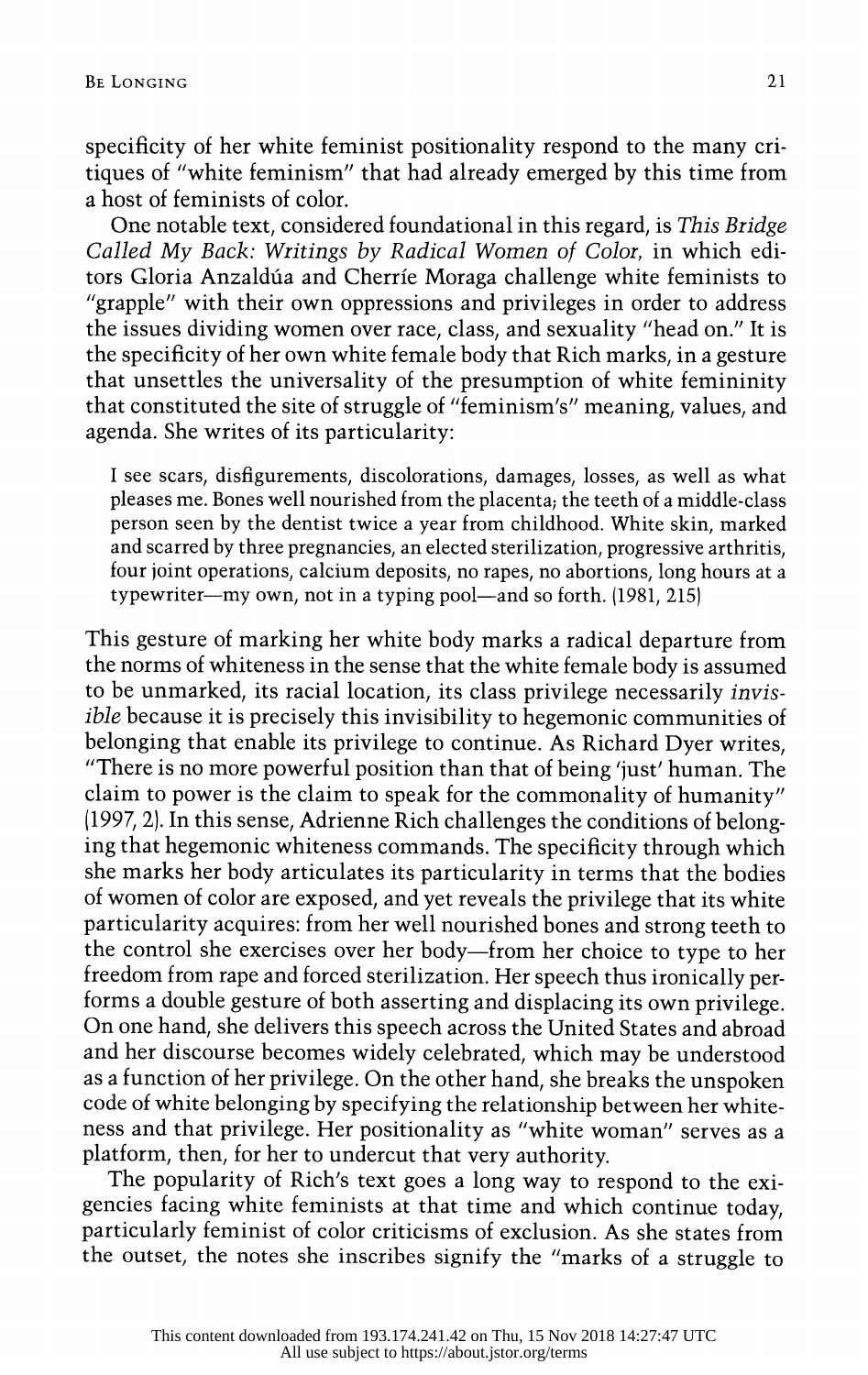specificity of her white feminist positionality respond to the many critiques of "white feminism" that had already emerged by this time from a host of feminists of color.

One notable text, considered foundational in this regard, is *This Bridge Called My Back: Writings by Radical Women of Color,* in which editors Gloria Anzaldúa and Cherríe Moraga challenge white feminists to "grapple" with their own oppressions and privileges in order to address the issues dividing women over race, class, and sexuality "head on." It is the specificity of her own white female body that Rich marks, in a gesture that unsettles the universality of the presumption of white femininity that constituted the site of struggle of "feminism's" meaning, values, and agenda. She writes of its particularity:

> I see scars, disfigurements, discolorations, damages, losses, as well as what pleases me. Bones well nourished from the placenta; the teeth of a middle-class person seen by the dentist twice a year from childhood. White skin, marked and scarred by three pregnancies, an elected sterilization, progressive arthritis, four joint operations, calcium deposits, no rapes, no abortions, long hours at a typewriter—my own, not in a typing pool—and so forth. (1981, 215)

This gesture of marking her white body marks a radical departure from the norms of whiteness in the sense that the white female body is assumed to be unmarked, its racial location, its class privilege necessarily *invisible* because it is precisely this invisibility to hegemonic communities of belonging that enable its privilege to continue. As Richard Dyer writes, "There is no more powerful position than that of being 'just' human. The claim to power is the claim to speak for the commonality of humanity" (1997, 2). In this sense, Adrienne Rich challenges the conditions of belonging that hegemonic whiteness commands. The specificity through which she marks her body articulates its particularity in terms that the bodies of women of color are exposed, and yet reveals the privilege that its white particularity acquires: from her well nourished bones and strong teeth to the control she exercises over her body—from her choice to type to her freedom from rape and forced sterilization. Her speech thus ironically performs a double gesture of both asserting and displacing its own privilege. On one hand, she delivers this speech across the United States and abroad and her discourse becomes widely celebrated, which may be understood as a function of her privilege. On the other hand, she breaks the unspoken code of white belonging by specifying the relationship between her whiteness and that privilege. Her positionality as "white woman" serves as a platform, then, for her to undercut that very authority.

The popularity of Rich's text goes a long way to respond to the exigencies facing white feminists at that time and which continue today, particularly feminist of color criticisms of exclusion. As she states from the outset, the notes she inscribes signify the "marks of a struggle to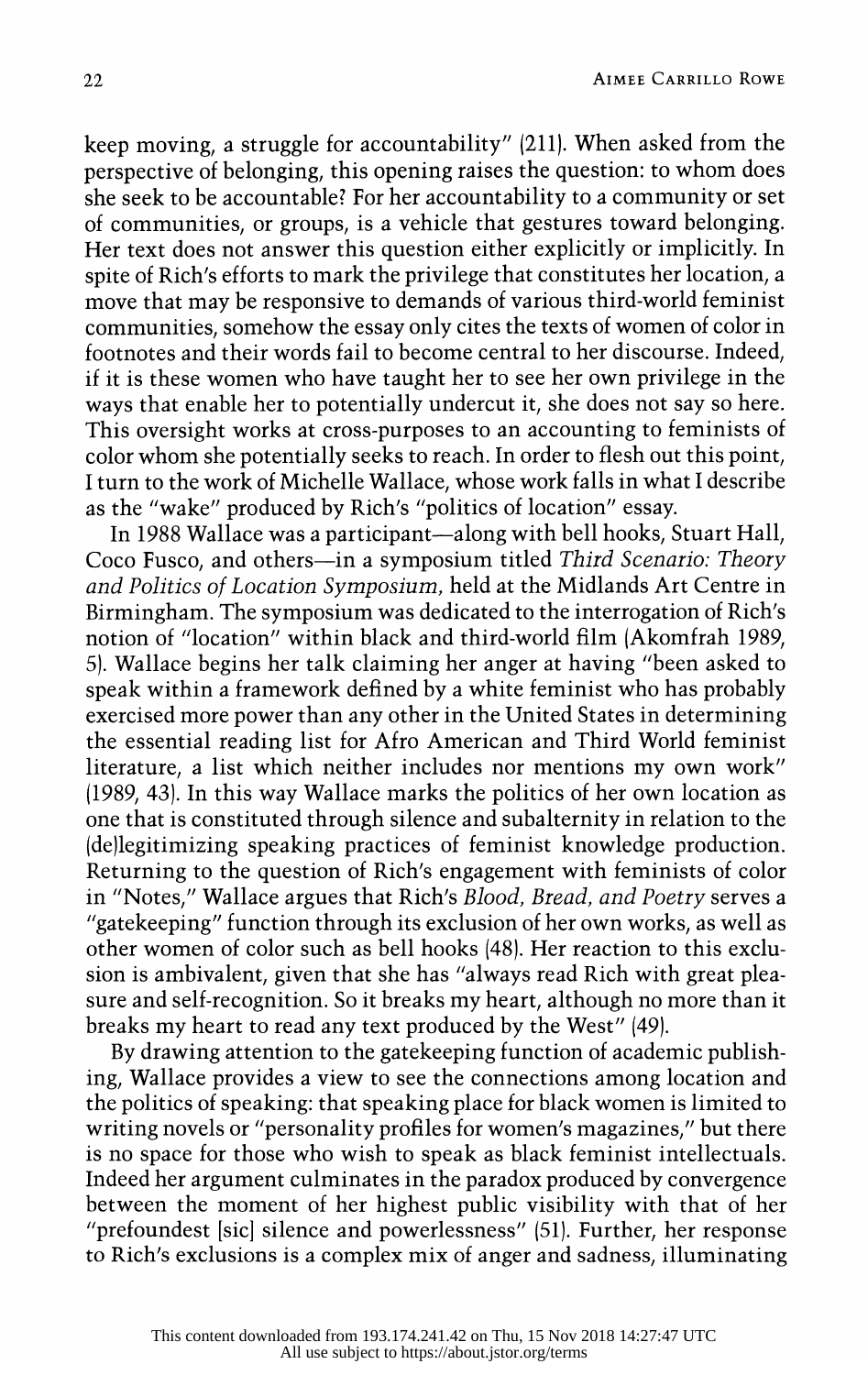keep moving, a struggle for accountability" (211). When asked from the perspective of belonging, this opening raises the question: to whom does she seek to be accountable? For her accountability to a community or set of communities, or groups, is a vehicle that gestures toward belonging. Her text does not answer this question either explicitly or implicitly. In spite of Rich's efforts to mark the privilege that constitutes her location, a move that may be responsive to demands of various third-world feminist communities, somehow the essay only cites the texts of women of color in footnotes and their words fail to become central to her discourse. Indeed, if it is these women who have taught her to see her own privilege in the ways that enable her to potentially undercut it, she does not say so here. This oversight works at cross-purposes to an accounting to feminists of color whom she potentially seeks to reach. In order to flesh out this point, I turn to the work of Michelle Wallace, whose work falls in what I describe as the "wake" produced by Rich's "politics of location" essay.

In 1988 Wallace was a participant—along with bell hooks, Stuart Hall, Coco Fusco, and others—in a symposium titled *Third Scenario: Theory and Politics of Location Symposium*, held at the Midlands Art Centre in Birmingham. The symposium was dedicated to the interrogation of Rich's notion of "location" within black and third-world film (Akomfrah 1989, 5). Wallace begins her talk claiming her anger at having "been asked to speak within a framework defined by a white feminist who has probably exercised more power than any other in the United States in determining the essential reading list for Afro American and Third World feminist literature, a list which neither includes nor mentions my own work" (1989, 43). In this way Wallace marks the politics of her own location as one that is constituted through silence and subalternity in relation to the (de)legitimizing speaking practices of feminist knowledge production. Returning to the question of Rich's engagement with feminists of color in "Notes," Wallace argues that Rich's *Blood, Bread, and Poetry* serves a "gatekeeping" function through its exclusion of her own works, as well as other women of color such as bell hooks (48). Her reaction to this exclusion is ambivalent, given that she has "always read Rich with great pleasure and self-recognition. So it breaks my heart, although no more than it breaks my heart to read any text produced by the West" (49).

By drawing attention to the gatekeeping function of academic publishing, Wallace provides a view to see the connections among location and the politics of speaking: that speaking place for black women is limited to writing novels or "personality profiles for women's magazines," but there is no space for those who wish to speak as black feminist intellectuals. Indeed her argument culminates in the paradox produced by convergence between the moment of her highest public visibility with that of her "prefoundest [sic] silence and powerlessness" (51). Further, her response to Rich's exclusions is a complex mix of anger and sadness, illuminating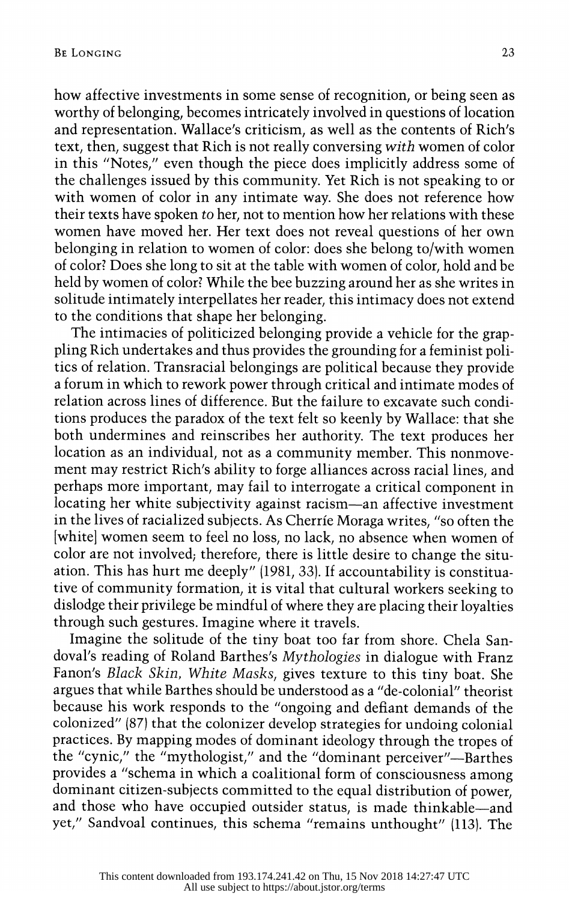how affective investments in some sense of recognition, or being seen as worthy of belonging, becomes intricately involved in questions of location and representation. Wallace's criticism, as well as the contents of Rich's text, then, suggest that Rich is not really conversing *with* women of color in this "Notes," even though the piece does implicitly address some of the challenges issued by this community. Yet Rich is not speaking to or with women of color in any intimate way. She does not reference how their texts have spoken *to* her, not to mention how her relations with these women have moved her. Her text does not reveal questions of her own belonging in relation to women of color: does she belong to/with women of color? Does she long to sit at the table with women of color, hold and be held by women of color? While the bee buzzing around her as she writes in solitude intimately interpellates her reader, this intimacy does not extend to the conditions that shape her belonging.

The intimacies of politicized belonging provide a vehicle for the grappling Rich undertakes and thus provides the grounding for a feminist politics of relation. Transracial belongings are political because they provide a forum in which to rework power through critical and intimate modes of relation across lines of difference. But the failure to excavate such conditions produces the paradox of the text felt so keenly by Wallace: that she both undermines and reinscribes her authority. The text produces her location as an individual, not as a community member. This nonmovement may restrict Rich's ability to forge alliances across racial lines, and perhaps more important, may fail to interrogate a critical component in locating her white subjectivity against racism—an affective investment in the lives of racialized subjects. As Cherríe Moraga writes, "so often the [white] women seem to feel no loss, no lack, no absence when women of color are not involved; therefore, there is little desire to change the situation. This has hurt me deeply" (1981, 33). If accountability is constituative of community formation, it is vital that cultural workers seeking to dislodge their privilege be mindful of where they are placing their loyalties through such gestures. Imagine where it travels.

Imagine the solitude of the tiny boat too far from shore. Chela Sandoval's reading of Roland Barthes's *Mythologies* in dialogue with Franz Fanon's *Black Skin, White Masks*, gives texture to this tiny boat. She argues that while Barthes should be understood as a "de-colonial" theorist because his work responds to the "ongoing and defiant demands of the colonized" (87) that the colonizer develop strategies for undoing colonial practices. By mapping modes of dominant ideology through the tropes of the "cynic," the "mythologist," and the "dominant perceiver"—Barthes provides a "schema in which a coalitional form of consciousness among dominant citizen-subjects committed to the equal distribution of power, and those who have occupied outsider status, is made thinkable—and yet," Sandvoal continues, this schema "remains unthought" (113). The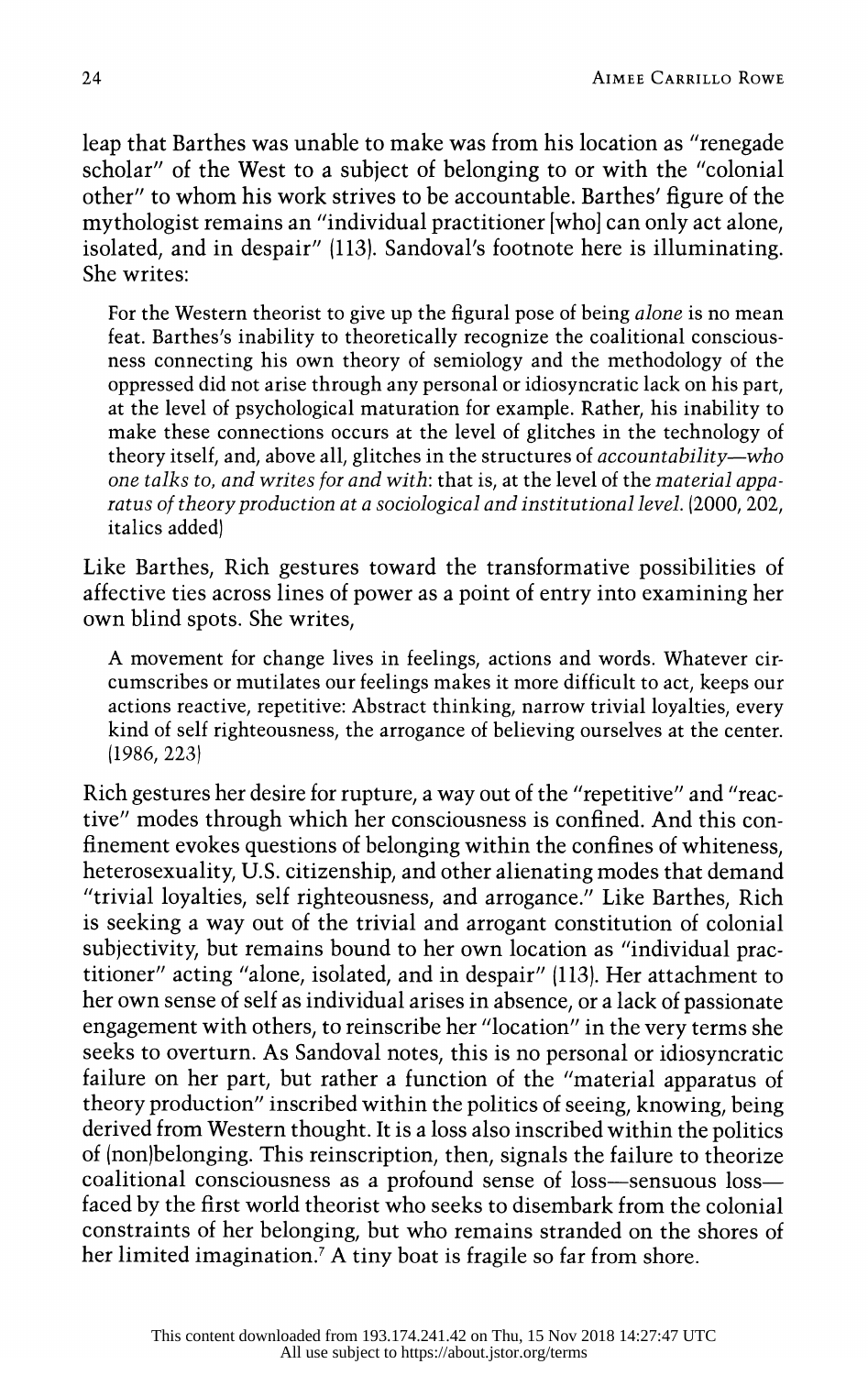leap that Barthes was unable to make was from his location as "renegade scholar" of the West to a subject of belonging to or with the "colonial other" to whom his work strives to be accountable. Barthes' figure of the mythologist remains an "individual practitioner [who] can only act alone, isolated, and in despair" (113). Sandoval's footnote here is illuminating. She writes:

> For the Western theorist to give up the figural pose of being *alone* is no mean feat. Barthes's inability to theoretically recognize the coalitional consciousness connecting his own theory of semiology and the methodology of the oppressed did not arise through any personal or idiosyncratic lack on his part, at the level of psychological maturation for example. Rather, his inability to make these connections occurs at the level of glitches in the technology of theory itself, and, above all, glitches in the structures of *accountability—who one talks to, and writes for and with*: that is, at the level of the *material apparatus of theory production at a sociological and institutional level.* (2000, 202, italics added)

Like Barthes, Rich gestures toward the transformative possibilities of affective ties across lines of power as a point of entry into examining her own blind spots. She writes,

> A movement for change lives in feelings, actions and words. Whatever circumscribes or mutilates our feelings makes it more difficult to act, keeps our actions reactive, repetitive: Abstract thinking, narrow trivial loyalties, every kind of self righteousness, the arrogance of believing ourselves at the center. (1986, 223)

Rich gestures her desire for rupture, a way out of the "repetitive" and "reactive" modes through which her consciousness is confined. And this confinement evokes questions of belonging within the confines of whiteness, heterosexuality, U.S. citizenship, and other alienating modes that demand "trivial loyalties, self righteousness, and arrogance." Like Barthes, Rich is seeking a way out of the trivial and arrogant constitution of colonial subjectivity, but remains bound to her own location as "individual practitioner" acting "alone, isolated, and in despair" (113). Her attachment to her own sense of self as individual arises in absence, or a lack of passionate engagement with others, to reinscribe her "location" in the very terms she seeks to overturn. As Sandoval notes, this is no personal or idiosyncratic failure on her part, but rather a function of the "material apparatus of theory production" inscribed within the politics of seeing, knowing, being derived from Western thought. It is a loss also inscribed within the politics of (non)belonging. This reinscription, then, signals the failure to theorize coalitional consciousness as a profound sense of loss—sensuous loss—faced by the first world theorist who seeks to disembark from the colonial constraints of her belonging, but who remains stranded on the shores of her limited imagination.[7] A tiny boat is fragile so far from shore.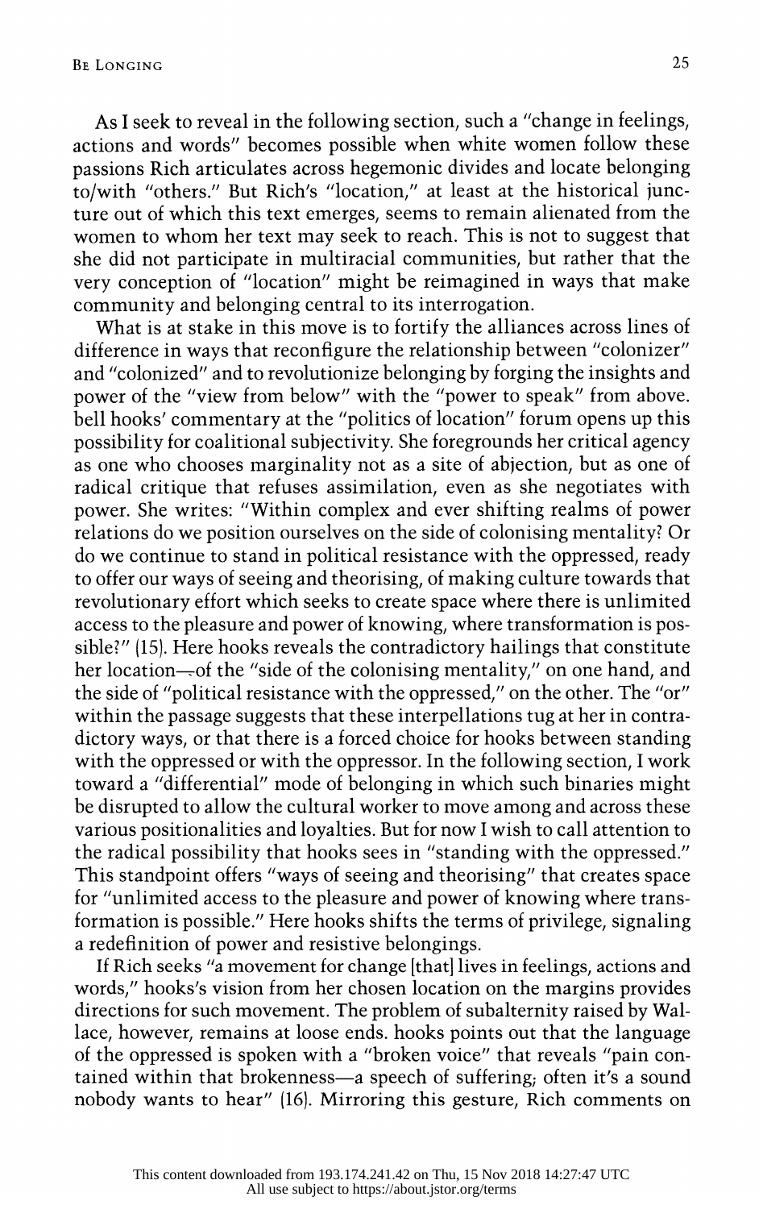As I seek to reveal in the following section, such a "change in feelings, actions and words" becomes possible when white women follow these passions Rich articulates across hegemonic divides and locate belonging to/with "others." But Rich's "location," at least at the historical juncture out of which this text emerges, seems to remain alienated from the women to whom her text may seek to reach. This is not to suggest that she did not participate in multiracial communities, but rather that the very conception of "location" might be reimagined in ways that make community and belonging central to its interrogation.

What is at stake in this move is to fortify the alliances across lines of difference in ways that reconfigure the relationship between "colonizer" and "colonized" and to revolutionize belonging by forging the insights and power of the "view from below" with the "power to speak" from above. bell hooks' commentary at the "politics of location" forum opens up this possibility for coalitional subjectivity. She foregrounds her critical agency as one who chooses marginality not as a site of abjection, but as one of radical critique that refuses assimilation, even as she negotiates with power. She writes: "Within complex and ever shifting realms of power relations do we position ourselves on the side of colonising mentality? Or do we continue to stand in political resistance with the oppressed, ready to offer our ways of seeing and theorising, of making culture towards that revolutionary effort which seeks to create space where there is unlimited access to the pleasure and power of knowing, where transformation is possible?" (15). Here hooks reveals the contradictory hailings that constitute her location—of the "side of the colonising mentality," on one hand, and the side of "political resistance with the oppressed," on the other. The "or" within the passage suggests that these interpellations tug at her in contradictory ways, or that there is a forced choice for hooks between standing with the oppressed or with the oppressor. In the following section, I work toward a "differential" mode of belonging in which such binaries might be disrupted to allow the cultural worker to move among and across these various positionalities and loyalties. But for now I wish to call attention to the radical possibility that hooks sees in "standing with the oppressed." This standpoint offers "ways of seeing and theorising" that creates space for "unlimited access to the pleasure and power of knowing where transformation is possible." Here hooks shifts the terms of privilege, signaling a redefinition of power and resistive belongings.

If Rich seeks "a movement for change [that] lives in feelings, actions and words," hooks's vision from her chosen location on the margins provides directions for such movement. The problem of subalternity raised by Wallace, however, remains at loose ends. hooks points out that the language of the oppressed is spoken with a "broken voice" that reveals "pain contained within that brokenness—a speech of suffering; often it's a sound nobody wants to hear" (16). Mirroring this gesture, Rich comments on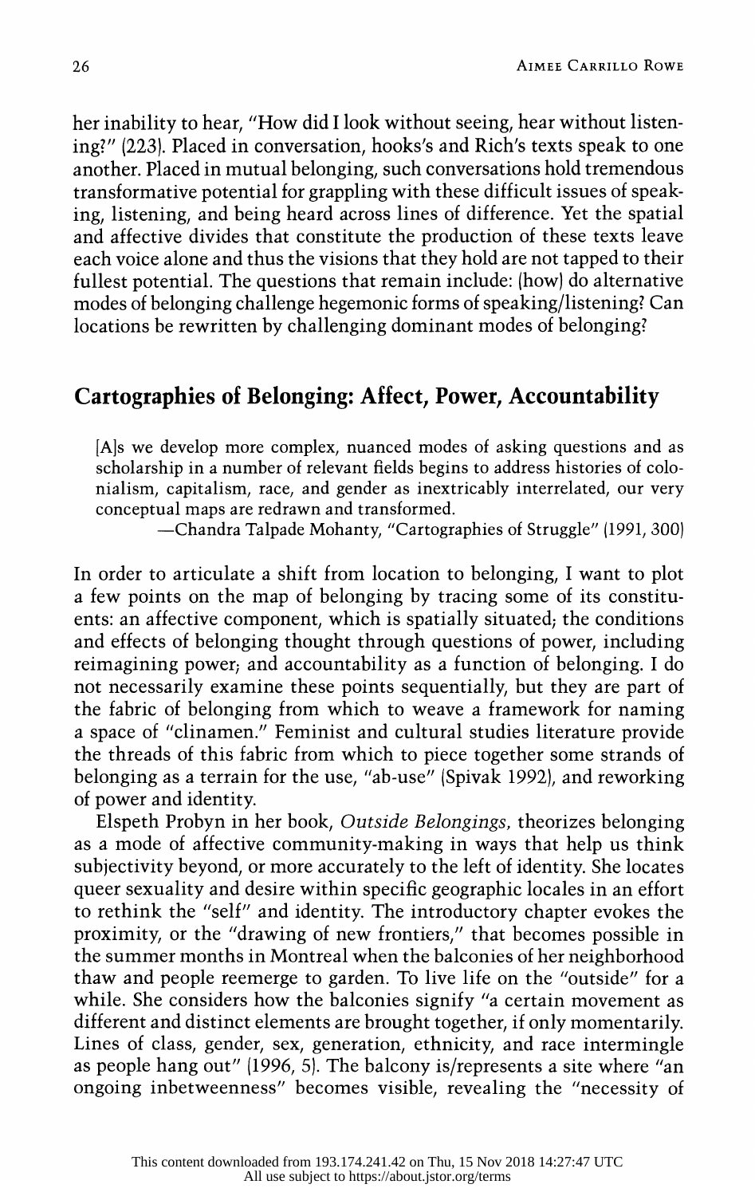her inability to hear, "How did I look without seeing, hear without listening?" (223). Placed in conversation, hooks's and Rich's texts speak to one another. Placed in mutual belonging, such conversations hold tremendous transformative potential for grappling with these difficult issues of speaking, listening, and being heard across lines of difference. Yet the spatial and affective divides that constitute the production of these texts leave each voice alone and thus the visions that they hold are not tapped to their fullest potential. The questions that remain include: (how) do alternative modes of belonging challenge hegemonic forms of speaking/listening? Can locations be rewritten by challenging dominant modes of belonging?

## Cartographies of Belonging: Affect, Power, Accountability

> [A]s we develop more complex, nuanced modes of asking questions and as scholarship in a number of relevant fields begins to address histories of colonialism, capitalism, race, and gender as inextricably interrelated, our very conceptual maps are redrawn and transformed.
>
> —Chandra Talpade Mohanty, "Cartographies of Struggle" (1991, 300)

In order to articulate a shift from location to belonging, I want to plot a few points on the map of belonging by tracing some of its constituents: an affective component, which is spatially situated; the conditions and effects of belonging thought through questions of power, including reimagining power; and accountability as a function of belonging. I do not necessarily examine these points sequentially, but they are part of the fabric of belonging from which to weave a framework for naming a space of "clinamen." Feminist and cultural studies literature provide the threads of this fabric from which to piece together some strands of belonging as a terrain for the use, "ab-use" (Spivak 1992), and reworking of power and identity.

Elspeth Probyn in her book, *Outside Belongings*, theorizes belonging as a mode of affective community-making in ways that help us think subjectivity beyond, or more accurately to the left of identity. She locates queer sexuality and desire within specific geographic locales in an effort to rethink the "self" and identity. The introductory chapter evokes the proximity, or the "drawing of new frontiers," that becomes possible in the summer months in Montreal when the balconies of her neighborhood thaw and people reemerge to garden. To live life on the "outside" for a while. She considers how the balconies signify "a certain movement as different and distinct elements are brought together, if only momentarily. Lines of class, gender, sex, generation, ethnicity, and race intermingle as people hang out" (1996, 5). The balcony is/represents a site where "an ongoing inbetweenness" becomes visible, revealing the "necessity of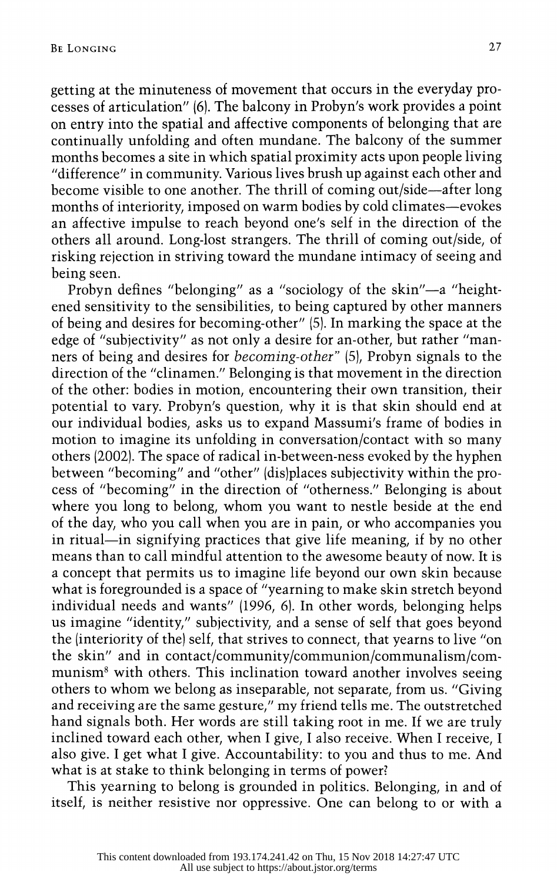getting at the minuteness of movement that occurs in the everyday processes of articulation" (6). The balcony in Probyn's work provides a point on entry into the spatial and affective components of belonging that are continually unfolding and often mundane. The balcony of the summer months becomes a site in which spatial proximity acts upon people living "difference" in community. Various lives brush up against each other and become visible to one another. The thrill of coming out/side—after long months of interiority, imposed on warm bodies by cold climates—evokes an affective impulse to reach beyond one's self in the direction of the others all around. Long-lost strangers. The thrill of coming out/side, of risking rejection in striving toward the mundane intimacy of seeing and being seen.

Probyn defines "belonging" as a "sociology of the skin"—a "heightened sensitivity to the sensibilities, to being captured by other manners of being and desires for becoming-other" (5). In marking the space at the edge of "subjectivity" as not only a desire for an-other, but rather "manners of being and desires for *becoming-other*" (5), Probyn signals to the direction of the "clinamen." Belonging is that movement in the direction of the other: bodies in motion, encountering their own transition, their potential to vary. Probyn's question, why it is that skin should end at our individual bodies, asks us to expand Massumi's frame of bodies in motion to imagine its unfolding in conversation/contact with so many others (2002). The space of radical in-between-ness evoked by the hyphen between "becoming" and "other" (dis)places subjectivity within the process of "becoming" in the direction of "otherness." Belonging is about where you long to belong, whom you want to nestle beside at the end of the day, who you call when you are in pain, or who accompanies you in ritual—in signifying practices that give life meaning, if by no other means than to call mindful attention to the awesome beauty of now. It is a concept that permits us to imagine life beyond our own skin because what is foregrounded is a space of "yearning to make skin stretch beyond individual needs and wants" (1996, 6). In other words, belonging helps us imagine "identity," subjectivity, and a sense of self that goes beyond the (interiority of the) self, that strives to connect, that yearns to live "on the skin" and in contact/community/communion/communalism/communism[8] with others. This inclination toward another involves seeing others to whom we belong as inseparable, not separate, from us. "Giving and receiving are the same gesture," my friend tells me. The outstretched hand signals both. Her words are still taking root in me. If we are truly inclined toward each other, when I give, I also receive. When I receive, I also give. I get what I give. Accountability: to you and thus to me. And what is at stake to think belonging in terms of power?

This yearning to belong is grounded in politics. Belonging, in and of itself, is neither resistive nor oppressive. One can belong to or with a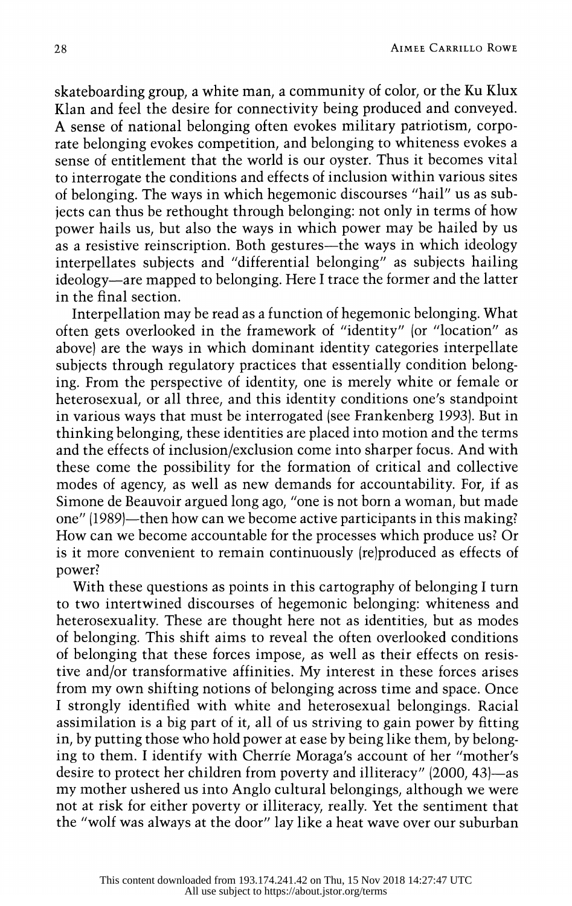skateboarding group, a white man, a community of color, or the Ku Klux Klan and feel the desire for connectivity being produced and conveyed. A sense of national belonging often evokes military patriotism, corporate belonging evokes competition, and belonging to whiteness evokes a sense of entitlement that the world is our oyster. Thus it becomes vital to interrogate the conditions and effects of inclusion within various sites of belonging. The ways in which hegemonic discourses "hail" us as subjects can thus be rethought through belonging: not only in terms of how power hails us, but also the ways in which power may be hailed by us as a resistive reinscription. Both gestures—the ways in which ideology interpellates subjects and "differential belonging" as subjects hailing ideology—are mapped to belonging. Here I trace the former and the latter in the final section.

Interpellation may be read as a function of hegemonic belonging. What often gets overlooked in the framework of "identity" (or "location" as above) are the ways in which dominant identity categories interpellate subjects through regulatory practices that essentially condition belonging. From the perspective of identity, one is merely white or female or heterosexual, or all three, and this identity conditions one's standpoint in various ways that must be interrogated (see Frankenberg 1993). But in thinking belonging, these identities are placed into motion and the terms and the effects of inclusion/exclusion come into sharper focus. And with these come the possibility for the formation of critical and collective modes of agency, as well as new demands for accountability. For, if as Simone de Beauvoir argued long ago, "one is not born a woman, but made one" (1989)—then how can we become active participants in this making? How can we become accountable for the processes which produce us? Or is it more convenient to remain continuously (re)produced as effects of power?

With these questions as points in this cartography of belonging I turn to two intertwined discourses of hegemonic belonging: whiteness and heterosexuality. These are thought here not as identities, but as modes of belonging. This shift aims to reveal the often overlooked conditions of belonging that these forces impose, as well as their effects on resistive and/or transformative affinities. My interest in these forces arises from my own shifting notions of belonging across time and space. Once I strongly identified with white and heterosexual belongings. Racial assimilation is a big part of it, all of us striving to gain power by fitting in, by putting those who hold power at ease by being like them, by belonging to them. I identify with Cherríe Moraga's account of her "mother's desire to protect her children from poverty and illiteracy" (2000, 43)—as my mother ushered us into Anglo cultural belongings, although we were not at risk for either poverty or illiteracy, really. Yet the sentiment that the "wolf was always at the door" lay like a heat wave over our suburban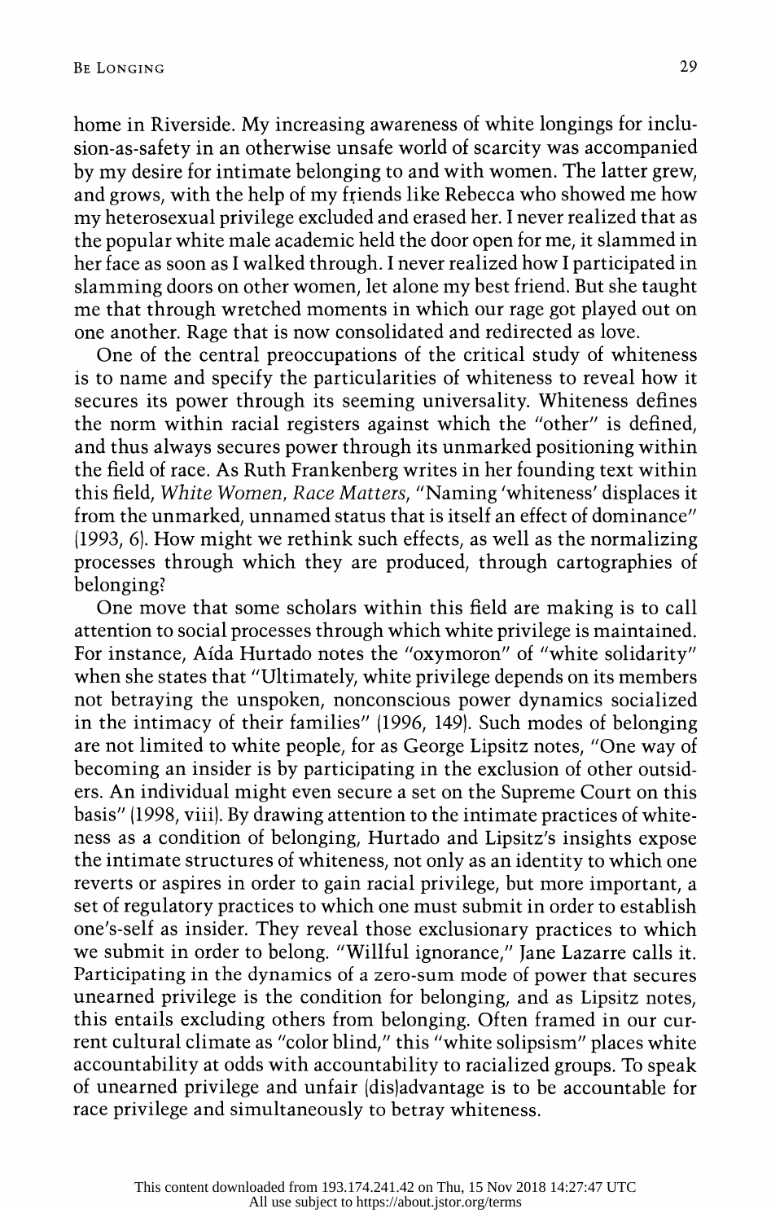home in Riverside. My increasing awareness of white longings for inclusion-as-safety in an otherwise unsafe world of scarcity was accompanied by my desire for intimate belonging to and with women. The latter grew, and grows, with the help of my friends like Rebecca who showed me how my heterosexual privilege excluded and erased her. I never realized that as the popular white male academic held the door open for me, it slammed in her face as soon as I walked through. I never realized how I participated in slamming doors on other women, let alone my best friend. But she taught me that through wretched moments in which our rage got played out on one another. Rage that is now consolidated and redirected as love.

One of the central preoccupations of the critical study of whiteness is to name and specify the particularities of whiteness to reveal how it secures its power through its seeming universality. Whiteness defines the norm within racial registers against which the "other" is defined, and thus always secures power through its unmarked positioning within the field of race. As Ruth Frankenberg writes in her founding text within this field, *White Women, Race Matters*, "Naming 'whiteness' displaces it from the unmarked, unnamed status that is itself an effect of dominance" (1993, 6). How might we rethink such effects, as well as the normalizing processes through which they are produced, through cartographies of belonging?

One move that some scholars within this field are making is to call attention to social processes through which white privilege is maintained. For instance, Aída Hurtado notes the "oxymoron" of "white solidarity" when she states that "Ultimately, white privilege depends on its members not betraying the unspoken, nonconscious power dynamics socialized in the intimacy of their families" (1996, 149). Such modes of belonging are not limited to white people, for as George Lipsitz notes, "One way of becoming an insider is by participating in the exclusion of other outsiders. An individual might even secure a set on the Supreme Court on this basis" (1998, viii). By drawing attention to the intimate practices of whiteness as a condition of belonging, Hurtado and Lipsitz's insights expose the intimate structures of whiteness, not only as an identity to which one reverts or aspires in order to gain racial privilege, but more important, a set of regulatory practices to which one must submit in order to establish one's-self as insider. They reveal those exclusionary practices to which we submit in order to belong. "Willful ignorance," Jane Lazarre calls it. Participating in the dynamics of a zero-sum mode of power that secures unearned privilege is the condition for belonging, and as Lipsitz notes, this entails excluding others from belonging. Often framed in our current cultural climate as "color blind," this "white solipsism" places white accountability at odds with accountability to racialized groups. To speak of unearned privilege and unfair (dis)advantage is to be accountable for race privilege and simultaneously to betray whiteness.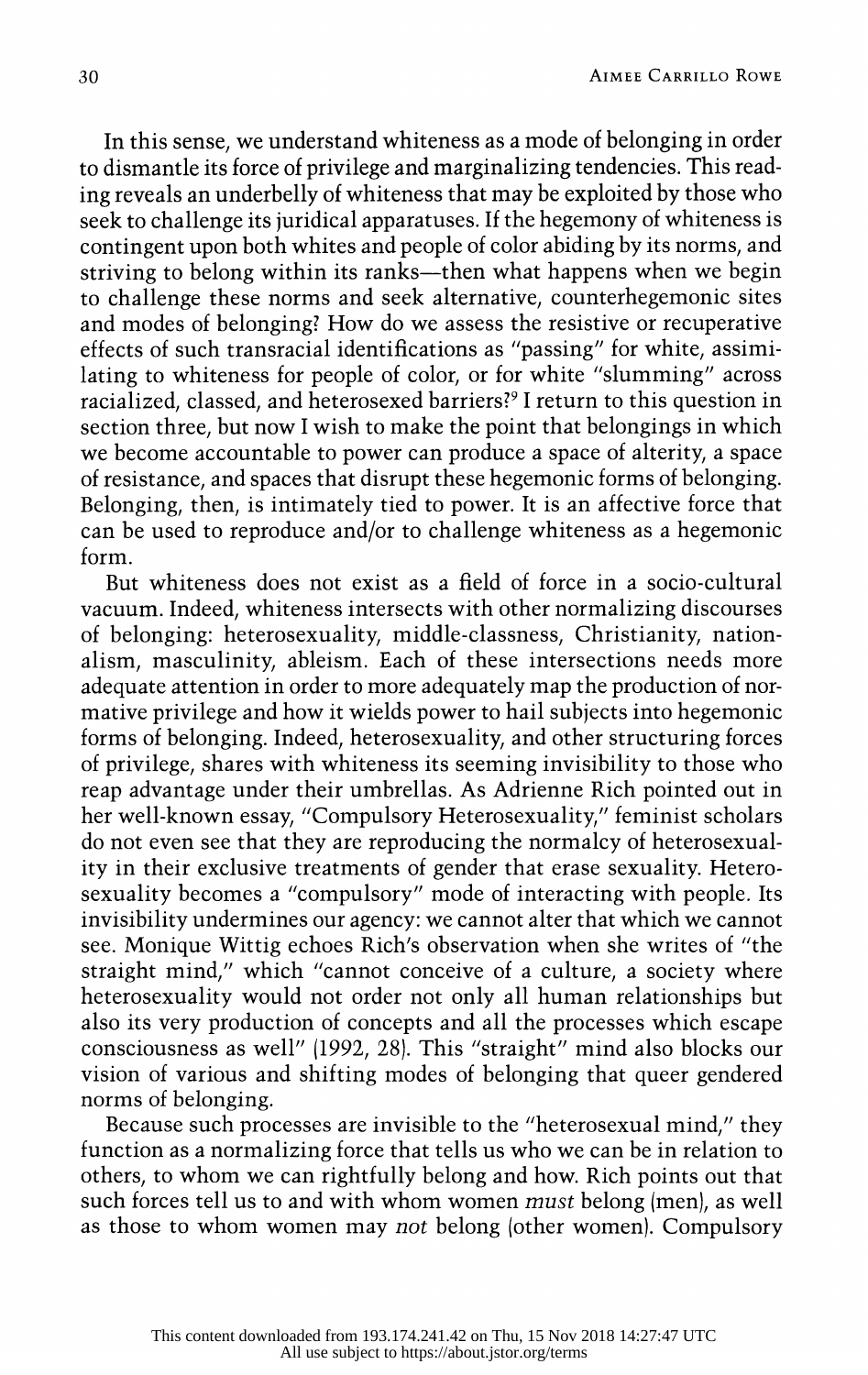In this sense, we understand whiteness as a mode of belonging in order to dismantle its force of privilege and marginalizing tendencies. This reading reveals an underbelly of whiteness that may be exploited by those who seek to challenge its juridical apparatuses. If the hegemony of whiteness is contingent upon both whites and people of color abiding by its norms, and striving to belong within its ranks—then what happens when we begin to challenge these norms and seek alternative, counterhegemonic sites and modes of belonging? How do we assess the resistive or recuperative effects of such transracial identifications as "passing" for white, assimilating to whiteness for people of color, or for white "slumming" across racialized, classed, and heterosexed barriers?[9] I return to this question in section three, but now I wish to make the point that belongings in which we become accountable to power can produce a space of alterity, a space of resistance, and spaces that disrupt these hegemonic forms of belonging. Belonging, then, is intimately tied to power. It is an affective force that can be used to reproduce and/or to challenge whiteness as a hegemonic form.

But whiteness does not exist as a field of force in a socio-cultural vacuum. Indeed, whiteness intersects with other normalizing discourses of belonging: heterosexuality, middle-classness, Christianity, nationalism, masculinity, ableism. Each of these intersections needs more adequate attention in order to more adequately map the production of normative privilege and how it wields power to hail subjects into hegemonic forms of belonging. Indeed, heterosexuality, and other structuring forces of privilege, shares with whiteness its seeming invisibility to those who reap advantage under their umbrellas. As Adrienne Rich pointed out in her well-known essay, "Compulsory Heterosexuality," feminist scholars do not even see that they are reproducing the normalcy of heterosexuality in their exclusive treatments of gender that erase sexuality. Heterosexuality becomes a "compulsory" mode of interacting with people. Its invisibility undermines our agency: we cannot alter that which we cannot see. Monique Wittig echoes Rich's observation when she writes of "the straight mind," which "cannot conceive of a culture, a society where heterosexuality would not order not only all human relationships but also its very production of concepts and all the processes which escape consciousness as well" (1992, 28). This "straight" mind also blocks our vision of various and shifting modes of belonging that queer gendered norms of belonging.

Because such processes are invisible to the "heterosexual mind," they function as a normalizing force that tells us who we can be in relation to others, to whom we can rightfully belong and how. Rich points out that such forces tell us to and with whom women *must* belong (men), as well as those to whom women may *not* belong (other women). Compulsory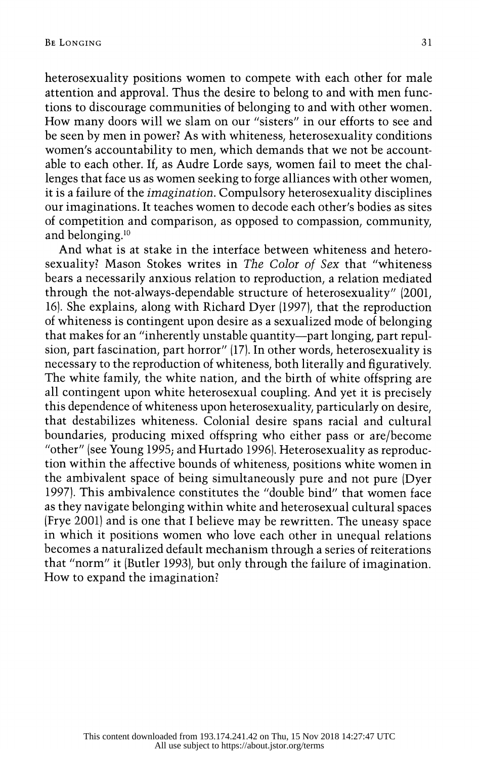heterosexuality positions women to compete with each other for male attention and approval. Thus the desire to belong to and with men functions to discourage communities of belonging to and with other women. How many doors will we slam on our "sisters" in our efforts to see and be seen by men in power? As with whiteness, heterosexuality conditions women's accountability to men, which demands that we not be accountable to each other. If, as Audre Lorde says, women fail to meet the challenges that face us as women seeking to forge alliances with other women, it is a failure of the *imagination*. Compulsory heterosexuality disciplines our imaginations. It teaches women to decode each other's bodies as sites of competition and comparison, as opposed to compassion, community, and belonging.[10]

And what is at stake in the interface between whiteness and heterosexuality? Mason Stokes writes in *The Color of Sex* that "whiteness bears a necessarily anxious relation to reproduction, a relation mediated through the not-always-dependable structure of heterosexuality" (2001, 16). She explains, along with Richard Dyer (1997), that the reproduction of whiteness is contingent upon desire as a sexualized mode of belonging that makes for an "inherently unstable quantity—part longing, part repulsion, part fascination, part horror" (17). In other words, heterosexuality is necessary to the reproduction of whiteness, both literally and figuratively. The white family, the white nation, and the birth of white offspring are all contingent upon white heterosexual coupling. And yet it is precisely this dependence of whiteness upon heterosexuality, particularly on desire, that destabilizes whiteness. Colonial desire spans racial and cultural boundaries, producing mixed offspring who either pass or are/become "other" (see Young 1995; and Hurtado 1996). Heterosexuality as reproduction within the affective bounds of whiteness, positions white women in the ambivalent space of being simultaneously pure and not pure (Dyer 1997). This ambivalence constitutes the "double bind" that women face as they navigate belonging within white and heterosexual cultural spaces (Frye 2001) and is one that I believe may be rewritten. The uneasy space in which it positions women who love each other in unequal relations becomes a naturalized default mechanism through a series of reiterations that "norm" it (Butler 1993), but only through the failure of imagination. How to expand the imagination?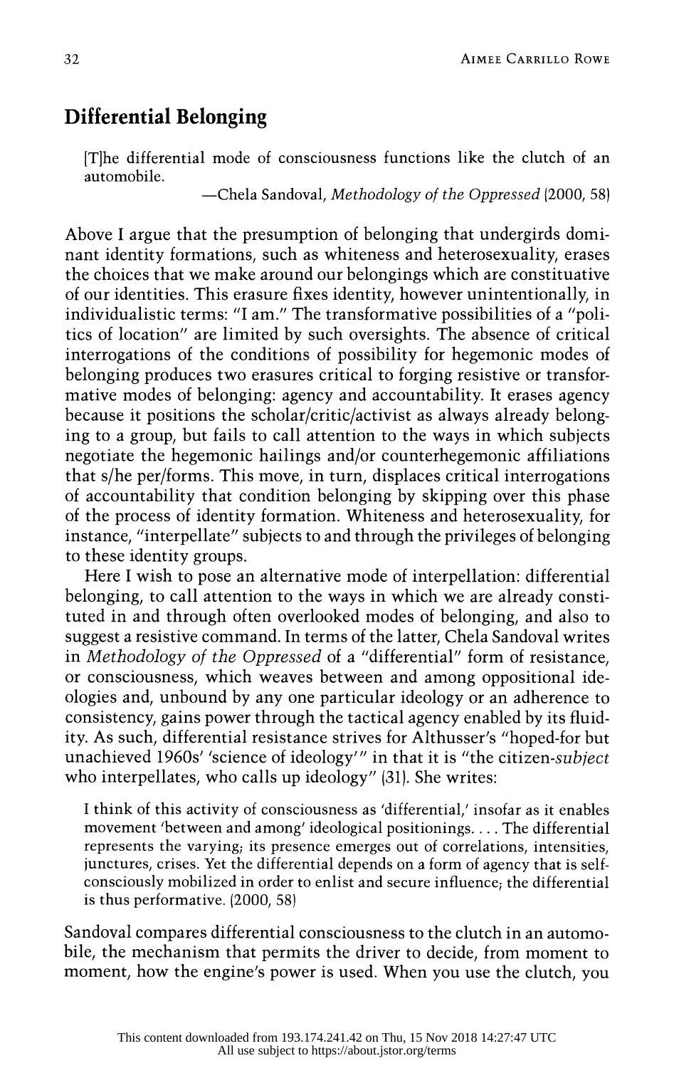## Differential Belonging

> [T]he differential mode of consciousness functions like the clutch of an automobile.
>
> —Chela Sandoval, *Methodology of the Oppressed* (2000, 58)

Above I argue that the presumption of belonging that undergirds dominant identity formations, such as whiteness and heterosexuality, erases the choices that we make around our belongings which are constituative of our identities. This erasure fixes identity, however unintentionally, in individualistic terms: "I am." The transformative possibilities of a "politics of location" are limited by such oversights. The absence of critical interrogations of the conditions of possibility for hegemonic modes of belonging produces two erasures critical to forging resistive or transformative modes of belonging: agency and accountability. It erases agency because it positions the scholar/critic/activist as always already belonging to a group, but fails to call attention to the ways in which subjects negotiate the hegemonic hailings and/or counterhegemonic affiliations that s/he per/forms. This move, in turn, displaces critical interrogations of accountability that condition belonging by skipping over this phase of the process of identity formation. Whiteness and heterosexuality, for instance, "interpellate" subjects to and through the privileges of belonging to these identity groups.

Here I wish to pose an alternative mode of interpellation: differential belonging, to call attention to the ways in which we are already constituted in and through often overlooked modes of belonging, and also to suggest a resistive command. In terms of the latter, Chela Sandoval writes in *Methodology of the Oppressed* of a "differential" form of resistance, or consciousness, which weaves between and among oppositional ideologies and, unbound by any one particular ideology or an adherence to consistency, gains power through the tactical agency enabled by its fluidity. As such, differential resistance strives for Althusser's "hoped-for but unachieved 1960s' 'science of ideology'" in that it is "the citizen-*subject* who interpellates, who calls up ideology" (31). She writes:

> I think of this activity of consciousness as 'differential,' insofar as it enables movement 'between and among' ideological positionings. . . . The differential represents the varying; its presence emerges out of correlations, intensities, junctures, crises. Yet the differential depends on a form of agency that is self-consciously mobilized in order to enlist and secure influence; the differential is thus performative. (2000, 58)

Sandoval compares differential consciousness to the clutch in an automobile, the mechanism that permits the driver to decide, from moment to moment, how the engine's power is used. When you use the clutch, you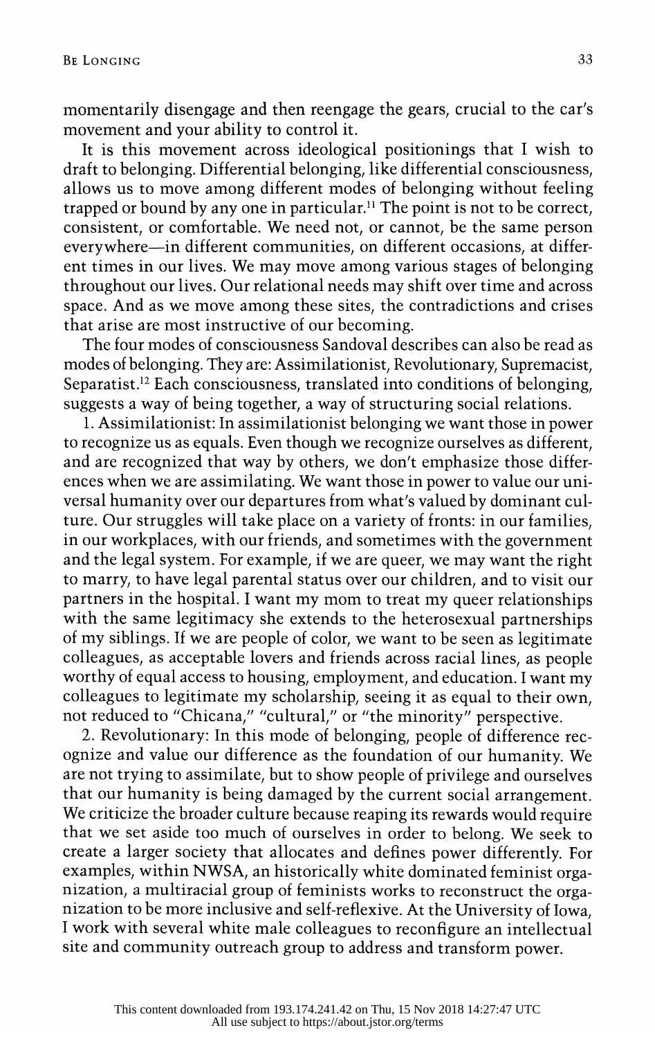momentarily disengage and then reengage the gears, crucial to the car's movement and your ability to control it.

It is this movement across ideological positionings that I wish to draft to belonging. Differential belonging, like differential consciousness, allows us to move among different modes of belonging without feeling trapped or bound by any one in particular.[11] The point is not to be correct, consistent, or comfortable. We need not, or cannot, be the same person everywhere—in different communities, on different occasions, at different times in our lives. We may move among various stages of belonging throughout our lives. Our relational needs may shift over time and across space. And as we move among these sites, the contradictions and crises that arise are most instructive of our becoming.

The four modes of consciousness Sandoval describes can also be read as modes of belonging. They are: Assimilationist, Revolutionary, Supremacist, Separatist.[12] Each consciousness, translated into conditions of belonging, suggests a way of being together, a way of structuring social relations.

1. Assimilationist: In assimilationist belonging we want those in power to recognize us as equals. Even though we recognize ourselves as different, and are recognized that way by others, we don't emphasize those differences when we are assimilating. We want those in power to value our universal humanity over our departures from what's valued by dominant culture. Our struggles will take place on a variety of fronts: in our families, in our workplaces, with our friends, and sometimes with the government and the legal system. For example, if we are queer, we may want the right to marry, to have legal parental status over our children, and to visit our partners in the hospital. I want my mom to treat my queer relationships with the same legitimacy she extends to the heterosexual partnerships of my siblings. If we are people of color, we want to be seen as legitimate colleagues, as acceptable lovers and friends across racial lines, as people worthy of equal access to housing, employment, and education. I want my colleagues to legitimate my scholarship, seeing it as equal to their own, not reduced to "Chicana," "cultural," or "the minority" perspective.

2. Revolutionary: In this mode of belonging, people of difference recognize and value our difference as the foundation of our humanity. We are not trying to assimilate, but to show people of privilege and ourselves that our humanity is being damaged by the current social arrangement. We criticize the broader culture because reaping its rewards would require that we set aside too much of ourselves in order to belong. We seek to create a larger society that allocates and defines power differently. For examples, within NWSA, an historically white dominated feminist organization, a multiracial group of feminists works to reconstruct the organization to be more inclusive and self-reflexive. At the University of Iowa, I work with several white male colleagues to reconfigure an intellectual site and community outreach group to address and transform power.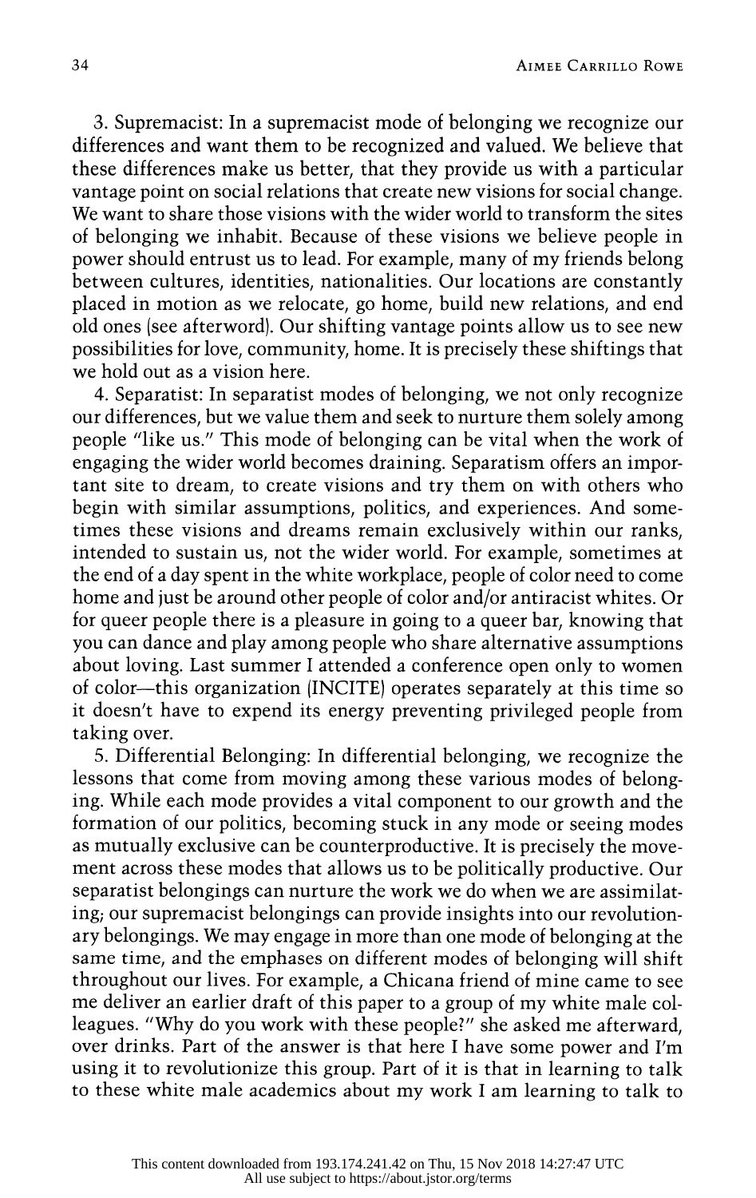3. Supremacist: In a supremacist mode of belonging we recognize our differences and want them to be recognized and valued. We believe that these differences make us better, that they provide us with a particular vantage point on social relations that create new visions for social change. We want to share those visions with the wider world to transform the sites of belonging we inhabit. Because of these visions we believe people in power should entrust us to lead. For example, many of my friends belong between cultures, identities, nationalities. Our locations are constantly placed in motion as we relocate, go home, build new relations, and end old ones (see afterword). Our shifting vantage points allow us to see new possibilities for love, community, home. It is precisely these shiftings that we hold out as a vision here.

4. Separatist: In separatist modes of belonging, we not only recognize our differences, but we value them and seek to nurture them solely among people "like us." This mode of belonging can be vital when the work of engaging the wider world becomes draining. Separatism offers an important site to dream, to create visions and try them on with others who begin with similar assumptions, politics, and experiences. And sometimes these visions and dreams remain exclusively within our ranks, intended to sustain us, not the wider world. For example, sometimes at the end of a day spent in the white workplace, people of color need to come home and just be around other people of color and/or antiracist whites. Or for queer people there is a pleasure in going to a queer bar, knowing that you can dance and play among people who share alternative assumptions about loving. Last summer I attended a conference open only to women of color—this organization (INCITE) operates separately at this time so it doesn't have to expend its energy preventing privileged people from taking over.

5. Differential Belonging: In differential belonging, we recognize the lessons that come from moving among these various modes of belonging. While each mode provides a vital component to our growth and the formation of our politics, becoming stuck in any mode or seeing modes as mutually exclusive can be counterproductive. It is precisely the movement across these modes that allows us to be politically productive. Our separatist belongings can nurture the work we do when we are assimilating; our supremacist belongings can provide insights into our revolutionary belongings. We may engage in more than one mode of belonging at the same time, and the emphases on different modes of belonging will shift throughout our lives. For example, a Chicana friend of mine came to see me deliver an earlier draft of this paper to a group of my white male colleagues. "Why do you work with these people?" she asked me afterward, over drinks. Part of the answer is that here I have some power and I'm using it to revolutionize this group. Part of it is that in learning to talk to these white male academics about my work I am learning to talk to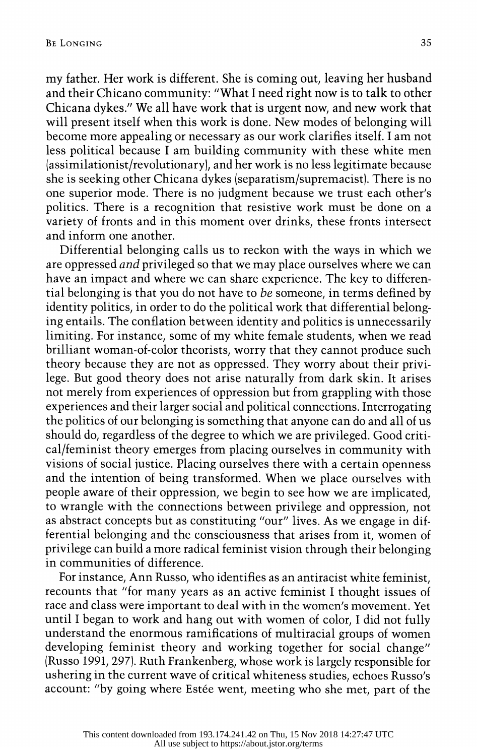my father. Her work is different. She is coming out, leaving her husband and their Chicano community: "What I need right now is to talk to other Chicana dykes." We all have work that is urgent now, and new work that will present itself when this work is done. New modes of belonging will become more appealing or necessary as our work clarifies itself. I am not less political because I am building community with these white men (assimilationist/revolutionary), and her work is no less legitimate because she is seeking other Chicana dykes (separatism/supremacist). There is no one superior mode. There is no judgment because we trust each other's politics. There is a recognition that resistive work must be done on a variety of fronts and in this moment over drinks, these fronts intersect and inform one another.

Differential belonging calls us to reckon with the ways in which we are oppressed *and* privileged so that we may place ourselves where we can have an impact and where we can share experience. The key to differential belonging is that you do not have to *be* someone, in terms defined by identity politics, in order to do the political work that differential belonging entails. The conflation between identity and politics is unnecessarily limiting. For instance, some of my white female students, when we read brilliant woman-of-color theorists, worry that they cannot produce such theory because they are not as oppressed. They worry about their privilege. But good theory does not arise naturally from dark skin. It arises not merely from experiences of oppression but from grappling with those experiences and their larger social and political connections. Interrogating the politics of our belonging is something that anyone can do and all of us should do, regardless of the degree to which we are privileged. Good critical/feminist theory emerges from placing ourselves in community with visions of social justice. Placing ourselves there with a certain openness and the intention of being transformed. When we place ourselves with people aware of their oppression, we begin to see how we are implicated, to wrangle with the connections between privilege and oppression, not as abstract concepts but as constituting "our" lives. As we engage in differential belonging and the consciousness that arises from it, women of privilege can build a more radical feminist vision through their belonging in communities of difference.

For instance, Ann Russo, who identifies as an antiracist white feminist, recounts that "for many years as an active feminist I thought issues of race and class were important to deal with in the women's movement. Yet until I began to work and hang out with women of color, I did not fully understand the enormous ramifications of multiracial groups of women developing feminist theory and working together for social change" (Russo 1991, 297). Ruth Frankenberg, whose work is largely responsible for ushering in the current wave of critical whiteness studies, echoes Russo's account: "by going where Estée went, meeting who she met, part of the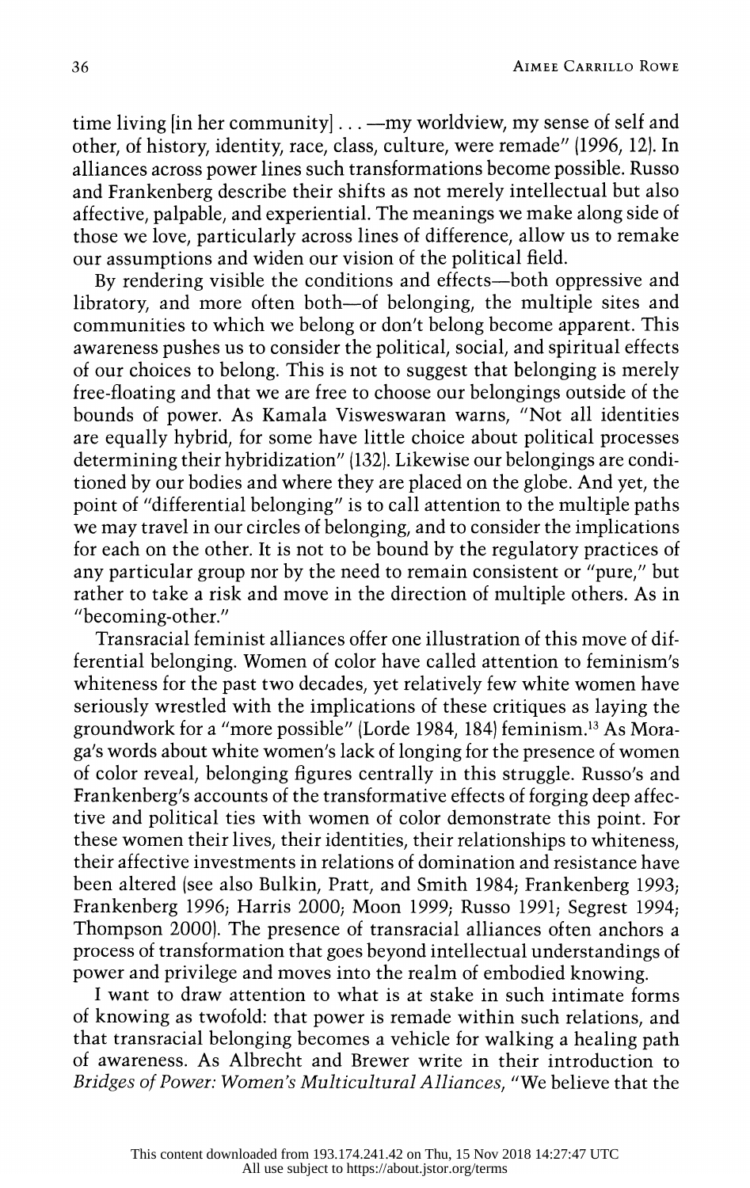time living [in her community] . . . —my worldview, my sense of self and other, of history, identity, race, class, culture, were remade" (1996, 12). In alliances across power lines such transformations become possible. Russo and Frankenberg describe their shifts as not merely intellectual but also affective, palpable, and experiential. The meanings we make along side of those we love, particularly across lines of difference, allow us to remake our assumptions and widen our vision of the political field.

By rendering visible the conditions and effects—both oppressive and libratory, and more often both—of belonging, the multiple sites and communities to which we belong or don't belong become apparent. This awareness pushes us to consider the political, social, and spiritual effects of our choices to belong. This is not to suggest that belonging is merely free-floating and that we are free to choose our belongings outside of the bounds of power. As Kamala Visweswaran warns, "Not all identities are equally hybrid, for some have little choice about political processes determining their hybridization" (132). Likewise our belongings are conditioned by our bodies and where they are placed on the globe. And yet, the point of "differential belonging" is to call attention to the multiple paths we may travel in our circles of belonging, and to consider the implications for each on the other. It is not to be bound by the regulatory practices of any particular group nor by the need to remain consistent or "pure," but rather to take a risk and move in the direction of multiple others. As in "becoming-other."

Transracial feminist alliances offer one illustration of this move of differential belonging. Women of color have called attention to feminism's whiteness for the past two decades, yet relatively few white women have seriously wrestled with the implications of these critiques as laying the groundwork for a "more possible" (Lorde 1984, 184) feminism.[13] As Moraga's words about white women's lack of longing for the presence of women of color reveal, belonging figures centrally in this struggle. Russo's and Frankenberg's accounts of the transformative effects of forging deep affective and political ties with women of color demonstrate this point. For these women their lives, their identities, their relationships to whiteness, their affective investments in relations of domination and resistance have been altered (see also Bulkin, Pratt, and Smith 1984; Frankenberg 1993; Frankenberg 1996; Harris 2000; Moon 1999; Russo 1991; Segrest 1994; Thompson 2000). The presence of transracial alliances often anchors a process of transformation that goes beyond intellectual understandings of power and privilege and moves into the realm of embodied knowing.

I want to draw attention to what is at stake in such intimate forms of knowing as twofold: that power is remade within such relations, and that transracial belonging becomes a vehicle for walking a healing path of awareness. As Albrecht and Brewer write in their introduction to *Bridges of Power: Women's Multicultural Alliances*, "We believe that the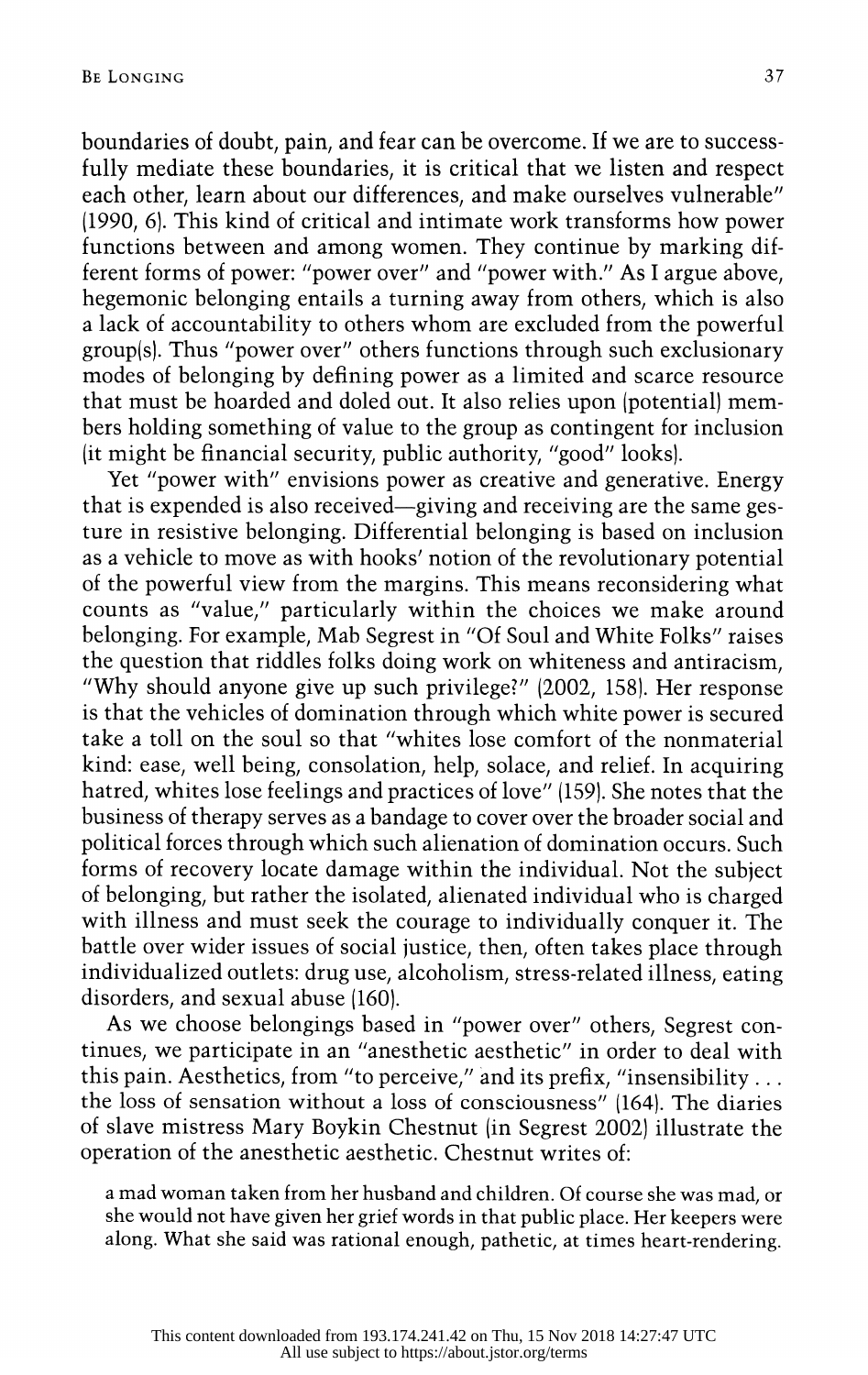boundaries of doubt, pain, and fear can be overcome. If we are to successfully mediate these boundaries, it is critical that we listen and respect each other, learn about our differences, and make ourselves vulnerable" (1990, 6). This kind of critical and intimate work transforms how power functions between and among women. They continue by marking different forms of power: "power over" and "power with." As I argue above, hegemonic belonging entails a turning away from others, which is also a lack of accountability to others whom are excluded from the powerful group(s). Thus "power over" others functions through such exclusionary modes of belonging by defining power as a limited and scarce resource that must be hoarded and doled out. It also relies upon (potential) members holding something of value to the group as contingent for inclusion (it might be financial security, public authority, "good" looks).

Yet "power with" envisions power as creative and generative. Energy that is expended is also received—giving and receiving are the same gesture in resistive belonging. Differential belonging is based on inclusion as a vehicle to move as with hooks' notion of the revolutionary potential of the powerful view from the margins. This means reconsidering what counts as "value," particularly within the choices we make around belonging. For example, Mab Segrest in "Of Soul and White Folks" raises the question that riddles folks doing work on whiteness and antiracism, "Why should anyone give up such privilege?" (2002, 158). Her response is that the vehicles of domination through which white power is secured take a toll on the soul so that "whites lose comfort of the nonmaterial kind: ease, well being, consolation, help, solace, and relief. In acquiring hatred, whites lose feelings and practices of love" (159). She notes that the business of therapy serves as a bandage to cover over the broader social and political forces through which such alienation of domination occurs. Such forms of recovery locate damage within the individual. Not the subject of belonging, but rather the isolated, alienated individual who is charged with illness and must seek the courage to individually conquer it. The battle over wider issues of social justice, then, often takes place through individualized outlets: drug use, alcoholism, stress-related illness, eating disorders, and sexual abuse (160).

As we choose belongings based in "power over" others, Segrest continues, we participate in an "anesthetic aesthetic" in order to deal with this pain. Aesthetics, from "to perceive," and its prefix, "insensibility . . . the loss of sensation without a loss of consciousness" (164). The diaries of slave mistress Mary Boykin Chestnut (in Segrest 2002) illustrate the operation of the anesthetic aesthetic. Chestnut writes of:

> a mad woman taken from her husband and children. Of course she was mad, or she would not have given her grief words in that public place. Her keepers were along. What she said was rational enough, pathetic, at times heart-rendering.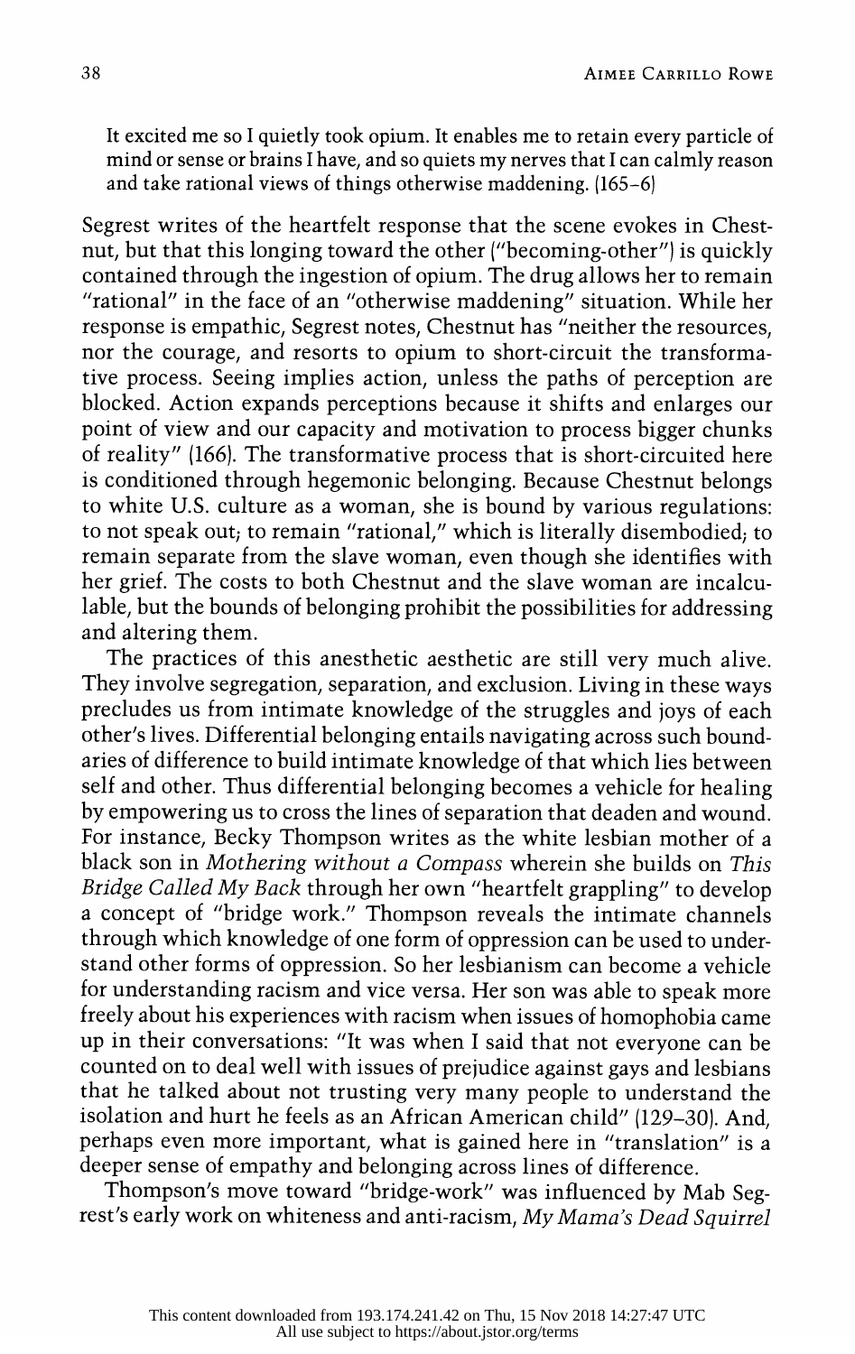> It excited me so I quietly took opium. It enables me to retain every particle of mind or sense or brains I have, and so quiets my nerves that I can calmly reason and take rational views of things otherwise maddening. (165–6)

Segrest writes of the heartfelt response that the scene evokes in Chestnut, but that this longing toward the other ("becoming-other") is quickly contained through the ingestion of opium. The drug allows her to remain "rational" in the face of an "otherwise maddening" situation. While her response is empathic, Segrest notes, Chestnut has "neither the resources, nor the courage, and resorts to opium to short-circuit the transformative process. Seeing implies action, unless the paths of perception are blocked. Action expands perceptions because it shifts and enlarges our point of view and our capacity and motivation to process bigger chunks of reality" (166). The transformative process that is short-circuited here is conditioned through hegemonic belonging. Because Chestnut belongs to white U.S. culture as a woman, she is bound by various regulations: to not speak out; to remain "rational," which is literally disembodied; to remain separate from the slave woman, even though she identifies with her grief. The costs to both Chestnut and the slave woman are incalculable, but the bounds of belonging prohibit the possibilities for addressing and altering them.

The practices of this anesthetic aesthetic are still very much alive. They involve segregation, separation, and exclusion. Living in these ways precludes us from intimate knowledge of the struggles and joys of each other's lives. Differential belonging entails navigating across such boundaries of difference to build intimate knowledge of that which lies between self and other. Thus differential belonging becomes a vehicle for healing by empowering us to cross the lines of separation that deaden and wound. For instance, Becky Thompson writes as the white lesbian mother of a black son in *Mothering without a Compass* wherein she builds on *This Bridge Called My Back* through her own "heartfelt grappling" to develop a concept of "bridge work." Thompson reveals the intimate channels through which knowledge of one form of oppression can be used to understand other forms of oppression. So her lesbianism can become a vehicle for understanding racism and vice versa. Her son was able to speak more freely about his experiences with racism when issues of homophobia came up in their conversations: "It was when I said that not everyone can be counted on to deal well with issues of prejudice against gays and lesbians that he talked about not trusting very many people to understand the isolation and hurt he feels as an African American child" (129–30). And, perhaps even more important, what is gained here in "translation" is a deeper sense of empathy and belonging across lines of difference.

Thompson's move toward "bridge-work" was influenced by Mab Segrest's early work on whiteness and anti-racism, *My Mama's Dead Squirrel*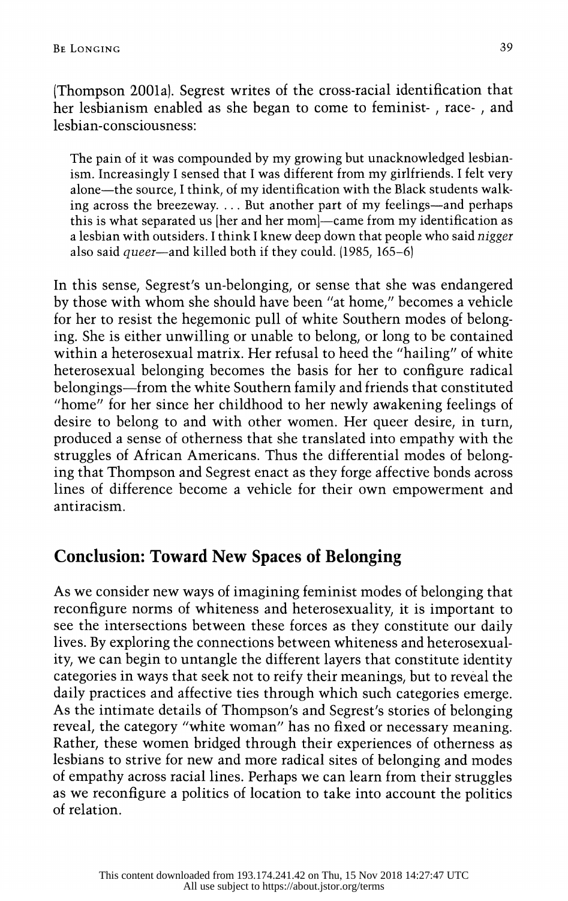(Thompson 2001a). Segrest writes of the cross-racial identification that her lesbianism enabled as she began to come to feminist- , race- , and lesbian-consciousness:

> The pain of it was compounded by my growing but unacknowledged lesbianism. Increasingly I sensed that I was different from my girlfriends. I felt very alone—the source, I think, of my identification with the Black students walking across the breezeway. . . . But another part of my feelings—and perhaps this is what separated us [her and her mom]—came from my identification as a lesbian with outsiders. I think I knew deep down that people who said *nigger* also said *queer*—and killed both if they could. (1985, 165–6)

In this sense, Segrest's un-belonging, or sense that she was endangered by those with whom she should have been "at home," becomes a vehicle for her to resist the hegemonic pull of white Southern modes of belonging. She is either unwilling or unable to belong, or long to be contained within a heterosexual matrix. Her refusal to heed the "hailing" of white heterosexual belonging becomes the basis for her to configure radical belongings—from the white Southern family and friends that constituted "home" for her since her childhood to her newly awakening feelings of desire to belong to and with other women. Her queer desire, in turn, produced a sense of otherness that she translated into empathy with the struggles of African Americans. Thus the differential modes of belonging that Thompson and Segrest enact as they forge affective bonds across lines of difference become a vehicle for their own empowerment and antiracism.

## Conclusion: Toward New Spaces of Belonging

As we consider new ways of imagining feminist modes of belonging that reconfigure norms of whiteness and heterosexuality, it is important to see the intersections between these forces as they constitute our daily lives. By exploring the connections between whiteness and heterosexuality, we can begin to untangle the different layers that constitute identity categories in ways that seek not to reify their meanings, but to reveal the daily practices and affective ties through which such categories emerge. As the intimate details of Thompson's and Segrest's stories of belonging reveal, the category "white woman" has no fixed or necessary meaning. Rather, these women bridged through their experiences of otherness as lesbians to strive for new and more radical sites of belonging and modes of empathy across racial lines. Perhaps we can learn from their struggles as we reconfigure a politics of location to take into account the politics of relation.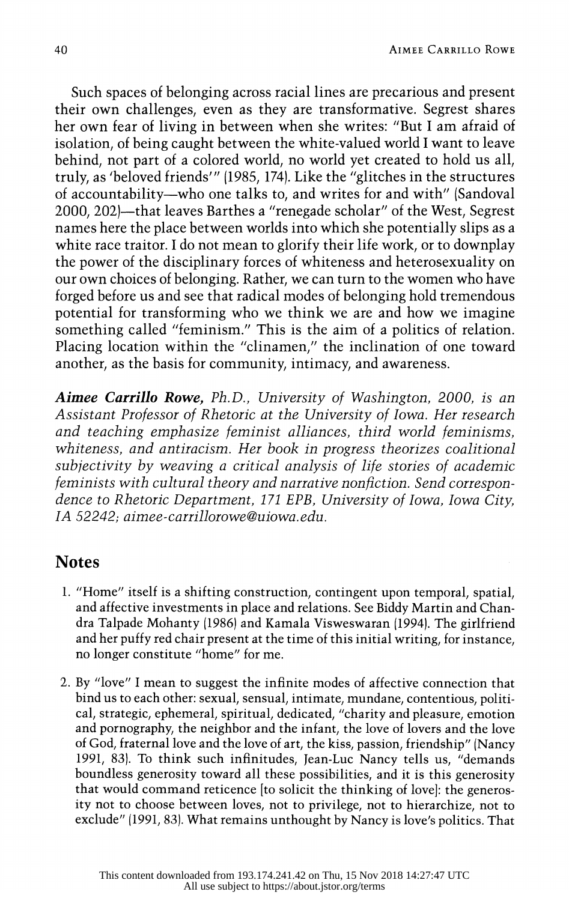Such spaces of belonging across racial lines are precarious and present their own challenges, even as they are transformative. Segrest shares her own fear of living in between when she writes: "But I am afraid of isolation, of being caught between the white-valued world I want to leave behind, not part of a colored world, no world yet created to hold us all, truly, as 'beloved friends'" (1985, 174). Like the "glitches in the structures of accountability—who one talks to, and writes for and with" (Sandoval 2000, 202)—that leaves Barthes a "renegade scholar" of the West, Segrest names here the place between worlds into which she potentially slips as a white race traitor. I do not mean to glorify their life work, or to downplay the power of the disciplinary forces of whiteness and heterosexuality on our own choices of belonging. Rather, we can turn to the women who have forged before us and see that radical modes of belonging hold tremendous potential for transforming who we think we are and how we imagine something called "feminism." This is the aim of a politics of relation. Placing location within the "clinamen," the inclination of one toward another, as the basis for community, intimacy, and awareness.

***Aimee Carrillo Rowe**, Ph.D., University of Washington, 2000, is an Assistant Professor of Rhetoric at the University of Iowa. Her research and teaching emphasize feminist alliances, third world feminisms, whiteness, and antiracism. Her book in progress theorizes coalitional subjectivity by weaving a critical analysis of life stories of academic feminists with cultural theory and narrative nonfiction. Send correspondence to Rhetoric Department, 171 EPB, University of Iowa, Iowa City, IA 52242; aimee-carrillorowe@uiowa.edu.*

## Notes

1. "Home" itself is a shifting construction, contingent upon temporal, spatial, and affective investments in place and relations. See Biddy Martin and Chandra Talpade Mohanty (1986) and Kamala Visweswaran (1994). The girlfriend and her puffy red chair present at the time of this initial writing, for instance, no longer constitute "home" for me.

2. By "love" I mean to suggest the infinite modes of affective connection that bind us to each other: sexual, sensual, intimate, mundane, contentious, political, strategic, ephemeral, spiritual, dedicated, "charity and pleasure, emotion and pornography, the neighbor and the infant, the love of lovers and the love of God, fraternal love and the love of art, the kiss, passion, friendship" (Nancy 1991, 83). To think such infinitudes, Jean-Luc Nancy tells us, "demands boundless generosity toward all these possibilities, and it is this generosity that would command reticence [to solicit the thinking of love]: the generosity not to choose between loves, not to privilege, not to hierarchize, not to exclude" (1991, 83). What remains unthought by Nancy is love's politics. That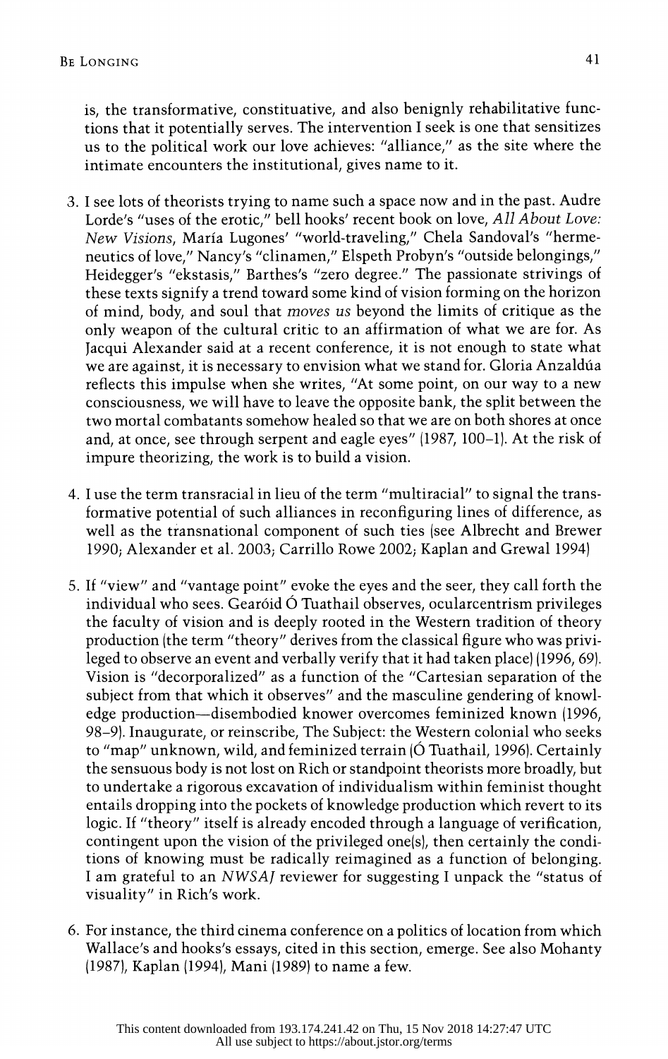is, the transformative, constituative, and also benignly rehabilitative functions that it potentially serves. The intervention I seek is one that sensitizes us to the political work our love achieves: "alliance," as the site where the intimate encounters the institutional, gives name to it.

3. I see lots of theorists trying to name such a space now and in the past. Audre Lorde's "uses of the erotic," bell hooks' recent book on love, *All About Love: New Visions*, María Lugones' "world-traveling," Chela Sandoval's "hermeneutics of love," Nancy's "clinamen," Elspeth Probyn's "outside belongings," Heidegger's "ekstasis," Barthes's "zero degree." The passionate strivings of these texts signify a trend toward some kind of vision forming on the horizon of mind, body, and soul that *moves us* beyond the limits of critique as the only weapon of the cultural critic to an affirmation of what we are for. As Jacqui Alexander said at a recent conference, it is not enough to state what we are against, it is necessary to envision what we stand for. Gloria Anzaldúa reflects this impulse when she writes, "At some point, on our way to a new consciousness, we will have to leave the opposite bank, the split between the two mortal combatants somehow healed so that we are on both shores at once and, at once, see through serpent and eagle eyes" (1987, 100–1). At the risk of impure theorizing, the work is to build a vision.

4. I use the term transracial in lieu of the term "multiracial" to signal the transformative potential of such alliances in reconfiguring lines of difference, as well as the transnational component of such ties (see Albrecht and Brewer 1990; Alexander et al. 2003; Carrillo Rowe 2002; Kaplan and Grewal 1994)

5. If "view" and "vantage point" evoke the eyes and the seer, they call forth the individual who sees. Gearóid Ó Tuathail observes, ocularcentrism privileges the faculty of vision and is deeply rooted in the Western tradition of theory production (the term "theory" derives from the classical figure who was privileged to observe an event and verbally verify that it had taken place) (1996, 69). Vision is "decorporalized" as a function of the "Cartesian separation of the subject from that which it observes" and the masculine gendering of knowledge production—disembodied knower overcomes feminized known (1996, 98–9). Inaugurate, or reinscribe, The Subject: the Western colonial who seeks to "map" unknown, wild, and feminized terrain (Ó Tuathail, 1996). Certainly the sensuous body is not lost on Rich or standpoint theorists more broadly, but to undertake a rigorous excavation of individualism within feminist thought entails dropping into the pockets of knowledge production which revert to its logic. If "theory" itself is already encoded through a language of verification, contingent upon the vision of the privileged one(s), then certainly the conditions of knowing must be radically reimagined as a function of belonging. I am grateful to an *NWSAJ* reviewer for suggesting I unpack the "status of visuality" in Rich's work.

6. For instance, the third cinema conference on a politics of location from which Wallace's and hooks's essays, cited in this section, emerge. See also Mohanty (1987), Kaplan (1994), Mani (1989) to name a few.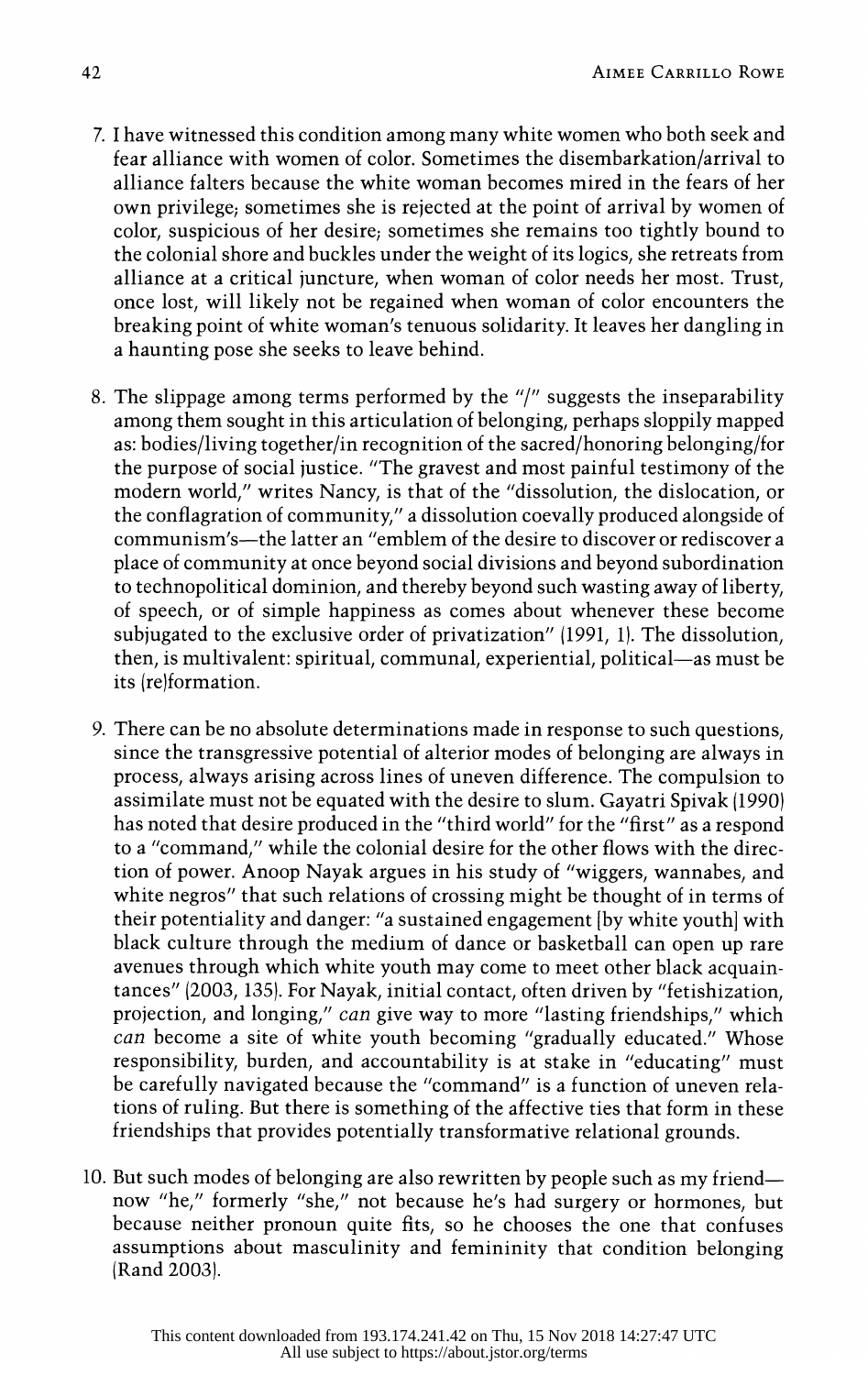7. I have witnessed this condition among many white women who both seek and fear alliance with women of color. Sometimes the disembarkation/arrival to alliance falters because the white woman becomes mired in the fears of her own privilege; sometimes she is rejected at the point of arrival by women of color, suspicious of her desire; sometimes she remains too tightly bound to the colonial shore and buckles under the weight of its logics, she retreats from alliance at a critical juncture, when woman of color needs her most. Trust, once lost, will likely not be regained when woman of color encounters the breaking point of white woman's tenuous solidarity. It leaves her dangling in a haunting pose she seeks to leave behind.

8. The slippage among terms performed by the "/" suggests the inseparability among them sought in this articulation of belonging, perhaps sloppily mapped as: bodies/living together/in recognition of the sacred/honoring belonging/for the purpose of social justice. "The gravest and most painful testimony of the modern world," writes Nancy, is that of the "dissolution, the dislocation, or the conflagration of community," a dissolution coevally produced alongside of communism's—the latter an "emblem of the desire to discover or rediscover a place of community at once beyond social divisions and beyond subordination to technopolitical dominion, and thereby beyond such wasting away of liberty, of speech, or of simple happiness as comes about whenever these become subjugated to the exclusive order of privatization" (1991, 1). The dissolution, then, is multivalent: spiritual, communal, experiential, political—as must be its (re)formation.

9. There can be no absolute determinations made in response to such questions, since the transgressive potential of alterior modes of belonging are always in process, always arising across lines of uneven difference. The compulsion to assimilate must not be equated with the desire to slum. Gayatri Spivak (1990) has noted that desire produced in the "third world" for the "first" as a respond to a "command," while the colonial desire for the other flows with the direction of power. Anoop Nayak argues in his study of "wiggers, wannabes, and white negros" that such relations of crossing might be thought of in terms of their potentiality and danger: "a sustained engagement [by white youth] with black culture through the medium of dance or basketball can open up rare avenues through which white youth may come to meet other black acquaintances" (2003, 135). For Nayak, initial contact, often driven by "fetishization, projection, and longing," *can* give way to more "lasting friendships," which *can* become a site of white youth becoming "gradually educated." Whose responsibility, burden, and accountability is at stake in "educating" must be carefully navigated because the "command" is a function of uneven relations of ruling. But there is something of the affective ties that form in these friendships that provides potentially transformative relational grounds.

10. But such modes of belonging are also rewritten by people such as my friend—now "he," formerly "she," not because he's had surgery or hormones, but because neither pronoun quite fits, so he chooses the one that confuses assumptions about masculinity and femininity that condition belonging (Rand 2003).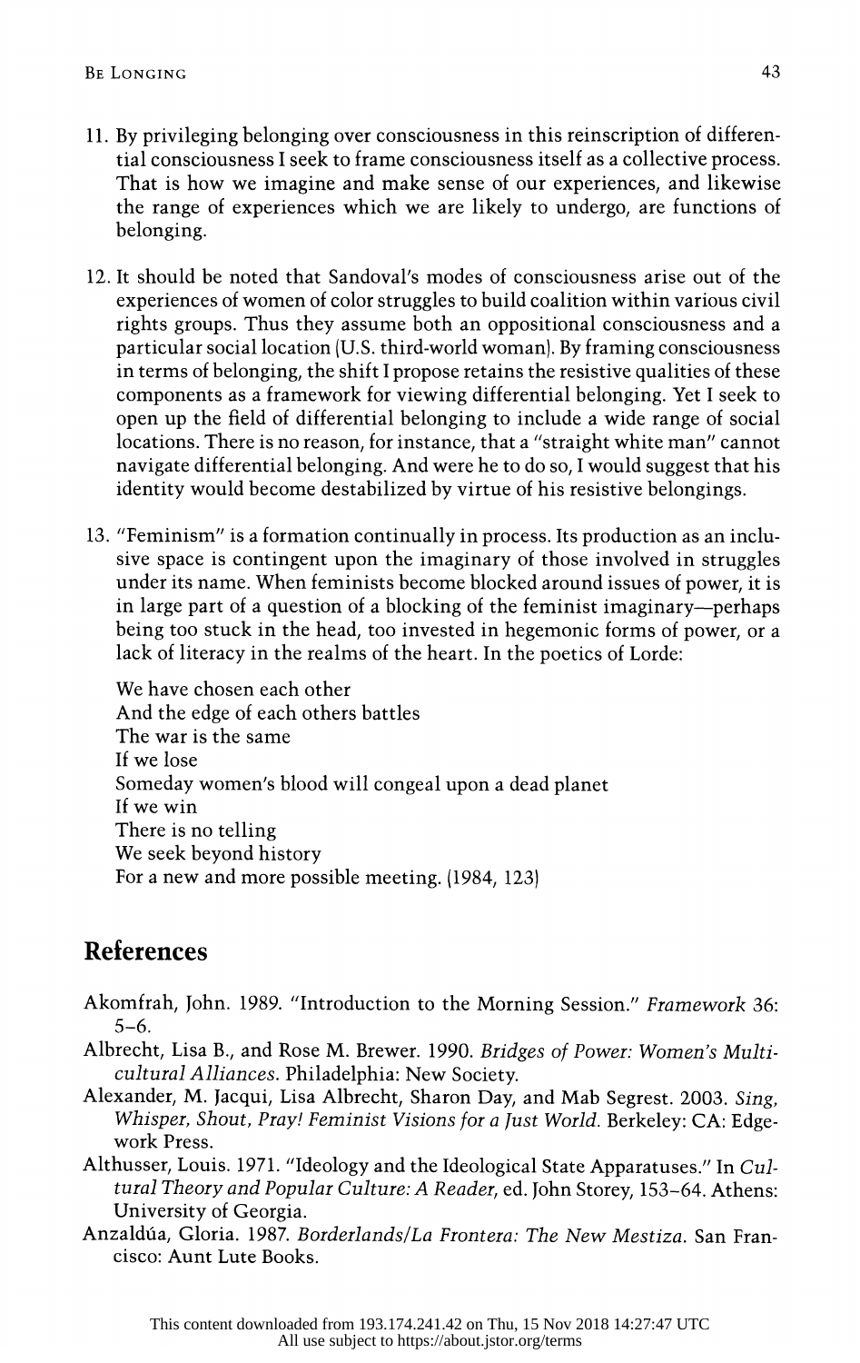11. By privileging belonging over consciousness in this reinscription of differential consciousness I seek to frame consciousness itself as a collective process. That is how we imagine and make sense of our experiences, and likewise the range of experiences which we are likely to undergo, are functions of belonging.

12. It should be noted that Sandoval's modes of consciousness arise out of the experiences of women of color struggles to build coalition within various civil rights groups. Thus they assume both an oppositional consciousness and a particular social location (U.S. third-world woman). By framing consciousness in terms of belonging, the shift I propose retains the resistive qualities of these components as a framework for viewing differential belonging. Yet I seek to open up the field of differential belonging to include a wide range of social locations. There is no reason, for instance, that a "straight white man" cannot navigate differential belonging. And were he to do so, I would suggest that his identity would become destabilized by virtue of his resistive belongings.

13. "Feminism" is a formation continually in process. Its production as an inclusive space is contingent upon the imaginary of those involved in struggles under its name. When feminists become blocked around issues of power, it is in large part of a question of a blocking of the feminist imaginary—perhaps being too stuck in the head, too invested in hegemonic forms of power, or a lack of literacy in the realms of the heart. In the poetics of Lorde:

    We have chosen each other
    And the edge of each others battles
    The war is the same
    If we lose
    Someday women's blood will congeal upon a dead planet
    If we win
    There is no telling
    We seek beyond history
    For a new and more possible meeting. (1984, 123)

## References

Akomfrah, John. 1989. "Introduction to the Morning Session." *Framework* 36: 5–6.

Albrecht, Lisa B., and Rose M. Brewer. 1990. *Bridges of Power: Women's Multicultural Alliances*. Philadelphia: New Society.

Alexander, M. Jacqui, Lisa Albrecht, Sharon Day, and Mab Segrest. 2003. *Sing, Whisper, Shout, Pray! Feminist Visions for a Just World*. Berkeley: CA: Edgework Press.

Althusser, Louis. 1971. "Ideology and the Ideological State Apparatuses." In *Cultural Theory and Popular Culture: A Reader*, ed. John Storey, 153–64. Athens: University of Georgia.

Anzaldúa, Gloria. 1987. *Borderlands/La Frontera: The New Mestiza*. San Francisco: Aunt Lute Books.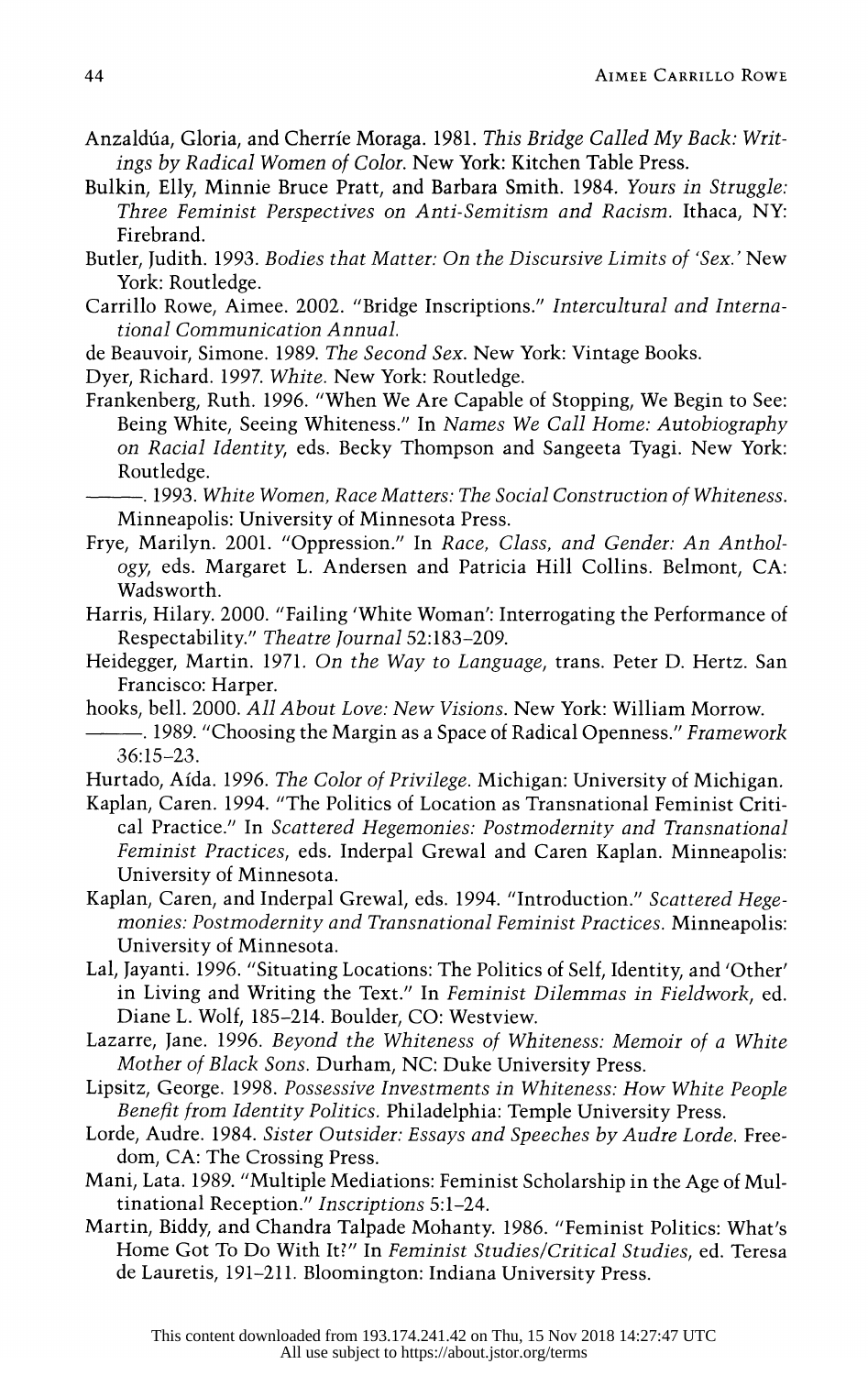Anzaldúa, Gloria, and Cherríe Moraga. 1981. *This Bridge Called My Back: Writings by Radical Women of Color.* New York: Kitchen Table Press.

Bulkin, Elly, Minnie Bruce Pratt, and Barbara Smith. 1984. *Yours in Struggle: Three Feminist Perspectives on Anti-Semitism and Racism.* Ithaca, NY: Firebrand.

Butler, Judith. 1993. *Bodies that Matter: On the Discursive Limits of 'Sex.'* New York: Routledge.

Carrillo Rowe, Aimee. 2002. "Bridge Inscriptions." *Intercultural and International Communication Annual.*

de Beauvoir, Simone. 1989. *The Second Sex.* New York: Vintage Books.

Dyer, Richard. 1997. *White.* New York: Routledge.

Frankenberg, Ruth. 1996. "When We Are Capable of Stopping, We Begin to See: Being White, Seeing Whiteness." In *Names We Call Home: Autobiography on Racial Identity*, eds. Becky Thompson and Sangeeta Tyagi. New York: Routledge.

———. 1993. *White Women, Race Matters: The Social Construction of Whiteness.* Minneapolis: University of Minnesota Press.

Frye, Marilyn. 2001. "Oppression." In *Race, Class, and Gender: An Anthology*, eds. Margaret L. Andersen and Patricia Hill Collins. Belmont, CA: Wadsworth.

Harris, Hilary. 2000. "Failing 'White Woman': Interrogating the Performance of Respectability." *Theatre Journal* 52:183–209.

Heidegger, Martin. 1971. *On the Way to Language*, trans. Peter D. Hertz. San Francisco: Harper.

hooks, bell. 2000. *All About Love: New Visions.* New York: William Morrow.

———. 1989. "Choosing the Margin as a Space of Radical Openness." *Framework* 36:15–23.

Hurtado, Aída. 1996. *The Color of Privilege.* Michigan: University of Michigan.

Kaplan, Caren. 1994. "The Politics of Location as Transnational Feminist Critical Practice." In *Scattered Hegemonies: Postmodernity and Transnational Feminist Practices*, eds. Inderpal Grewal and Caren Kaplan. Minneapolis: University of Minnesota.

Kaplan, Caren, and Inderpal Grewal, eds. 1994. "Introduction." *Scattered Hegemonies: Postmodernity and Transnational Feminist Practices.* Minneapolis: University of Minnesota.

Lal, Jayanti. 1996. "Situating Locations: The Politics of Self, Identity, and 'Other' in Living and Writing the Text." In *Feminist Dilemmas in Fieldwork*, ed. Diane L. Wolf, 185–214. Boulder, CO: Westview.

Lazarre, Jane. 1996. *Beyond the Whiteness of Whiteness: Memoir of a White Mother of Black Sons.* Durham, NC: Duke University Press.

Lipsitz, George. 1998. *Possessive Investments in Whiteness: How White People Benefit from Identity Politics.* Philadelphia: Temple University Press.

Lorde, Audre. 1984. *Sister Outsider: Essays and Speeches by Audre Lorde.* Freedom, CA: The Crossing Press.

Mani, Lata. 1989. "Multiple Mediations: Feminist Scholarship in the Age of Multinational Reception." *Inscriptions* 5:1–24.

Martin, Biddy, and Chandra Talpade Mohanty. 1986. "Feminist Politics: What's Home Got To Do With It?" In *Feminist Studies/Critical Studies*, ed. Teresa de Lauretis, 191–211. Bloomington: Indiana University Press.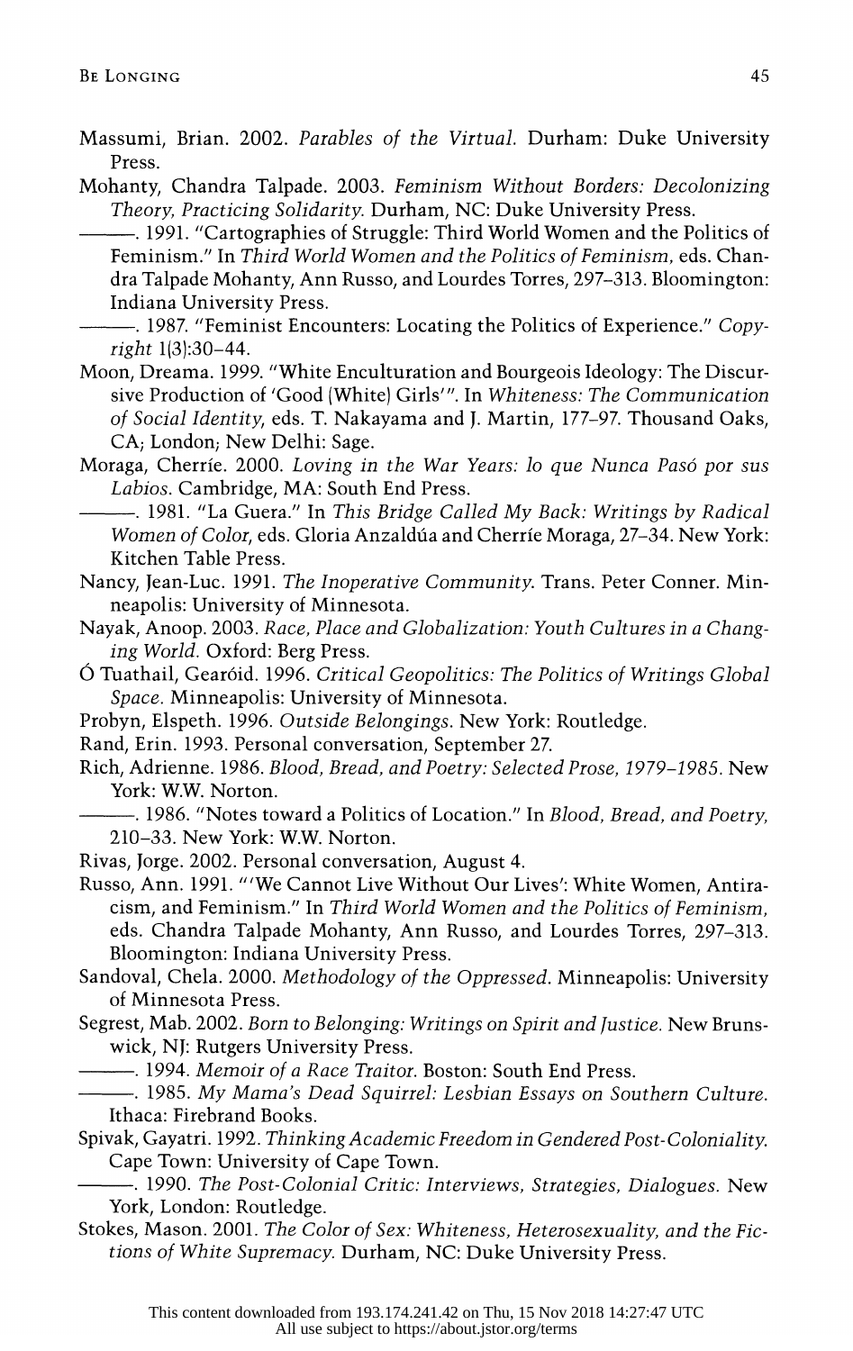Massumi, Brian. 2002. *Parables of the Virtual.* Durham: Duke University Press.

Mohanty, Chandra Talpade. 2003. *Feminism Without Borders: Decolonizing Theory, Practicing Solidarity.* Durham, NC: Duke University Press.

———. 1991. "Cartographies of Struggle: Third World Women and the Politics of Feminism." In *Third World Women and the Politics of Feminism*, eds. Chandra Talpade Mohanty, Ann Russo, and Lourdes Torres, 297–313. Bloomington: Indiana University Press.

———. 1987. "Feminist Encounters: Locating the Politics of Experience." *Copyright* 1(3):30–44.

Moon, Dreama. 1999. "White Enculturation and Bourgeois Ideology: The Discursive Production of 'Good (White) Girls'". In *Whiteness: The Communication of Social Identity*, eds. T. Nakayama and J. Martin, 177–97. Thousand Oaks, CA; London; New Delhi: Sage.

Moraga, Cherríe. 2000. *Loving in the War Years: lo que Nunca Pasó por sus Labios.* Cambridge, MA: South End Press.

———. 1981. "La Guera." In *This Bridge Called My Back: Writings by Radical Women of Color*, eds. Gloria Anzaldúa and Cherríe Moraga, 27–34. New York: Kitchen Table Press.

Nancy, Jean-Luc. 1991. *The Inoperative Community.* Trans. Peter Conner. Minneapolis: University of Minnesota.

Nayak, Anoop. 2003. *Race, Place and Globalization: Youth Cultures in a Changing World.* Oxford: Berg Press.

Ó Tuathail, Gearóid. 1996. *Critical Geopolitics: The Politics of Writings Global Space.* Minneapolis: University of Minnesota.

Probyn, Elspeth. 1996. *Outside Belongings.* New York: Routledge.

Rand, Erin. 1993. Personal conversation, September 27.

Rich, Adrienne. 1986. *Blood, Bread, and Poetry: Selected Prose, 1979–1985.* New York: W.W. Norton.

———. 1986. "Notes toward a Politics of Location." In *Blood, Bread, and Poetry*, 210–33. New York: W.W. Norton.

Rivas, Jorge. 2002. Personal conversation, August 4.

Russo, Ann. 1991. "'We Cannot Live Without Our Lives': White Women, Antiracism, and Feminism." In *Third World Women and the Politics of Feminism*, eds. Chandra Talpade Mohanty, Ann Russo, and Lourdes Torres, 297–313. Bloomington: Indiana University Press.

Sandoval, Chela. 2000. *Methodology of the Oppressed.* Minneapolis: University of Minnesota Press.

Segrest, Mab. 2002. *Born to Belonging: Writings on Spirit and Justice.* New Brunswick, NJ: Rutgers University Press.

———. 1994. *Memoir of a Race Traitor.* Boston: South End Press.

———. 1985. *My Mama's Dead Squirrel: Lesbian Essays on Southern Culture.* Ithaca: Firebrand Books.

Spivak, Gayatri. 1992. *Thinking Academic Freedom in Gendered Post-Coloniality.* Cape Town: University of Cape Town.

———. 1990. *The Post-Colonial Critic: Interviews, Strategies, Dialogues.* New York, London: Routledge.

Stokes, Mason. 2001. *The Color of Sex: Whiteness, Heterosexuality, and the Fictions of White Supremacy.* Durham, NC: Duke University Press.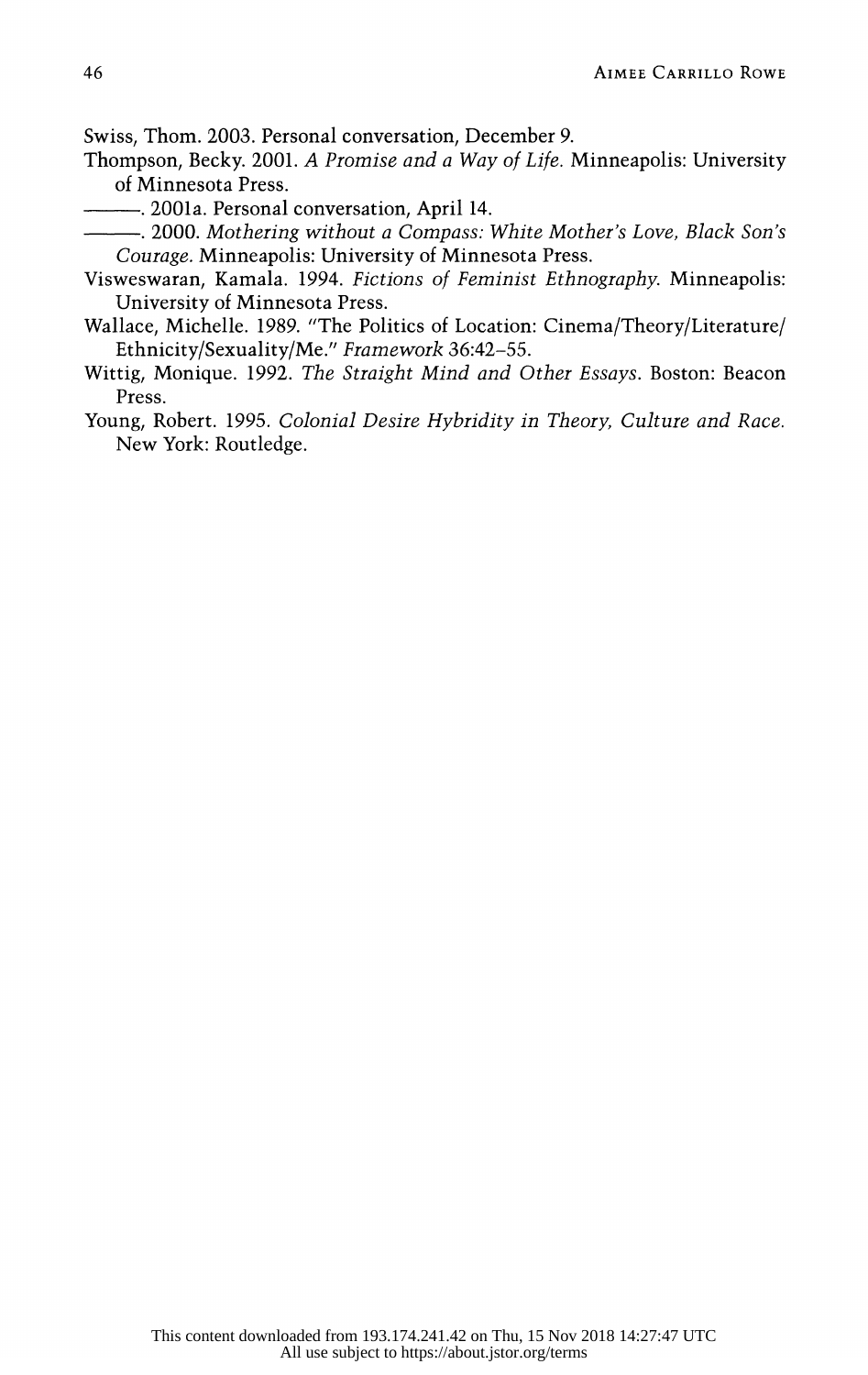Swiss, Thom. 2003. Personal conversation, December 9.

Thompson, Becky. 2001. *A Promise and a Way of Life.* Minneapolis: University of Minnesota Press.

———. 2001a. Personal conversation, April 14.

———. 2000. *Mothering without a Compass: White Mother's Love, Black Son's Courage.* Minneapolis: University of Minnesota Press.

Visweswaran, Kamala. 1994. *Fictions of Feminist Ethnography.* Minneapolis: University of Minnesota Press.

Wallace, Michelle. 1989. "The Politics of Location: Cinema/Theory/Literature/Ethnicity/Sexuality/Me." *Framework* 36:42–55.

Wittig, Monique. 1992. *The Straight Mind and Other Essays.* Boston: Beacon Press.

Young, Robert. 1995. *Colonial Desire Hybridity in Theory, Culture and Race.* New York: Routledge.